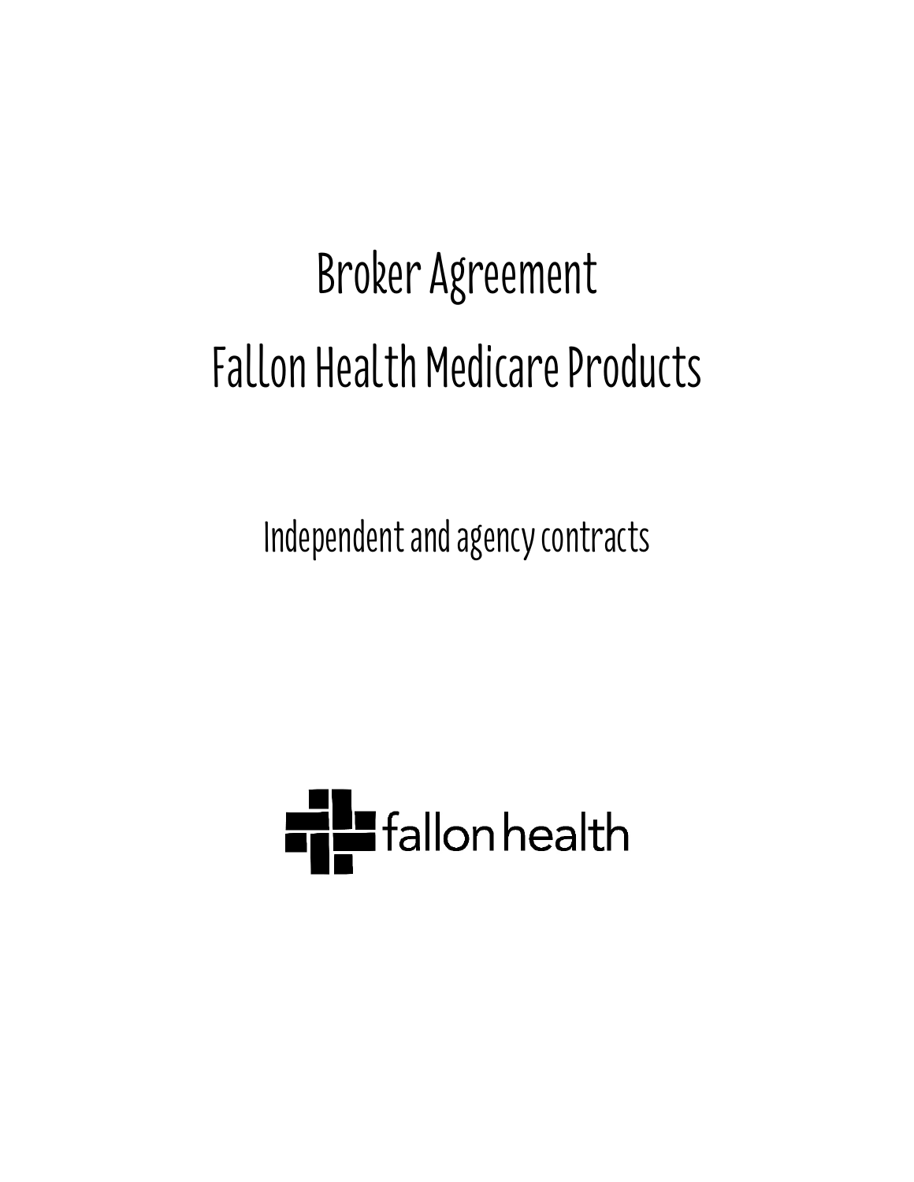# Broker Agreement

# Fallon Health Medicare Products

Independent and agency contracts

fallon health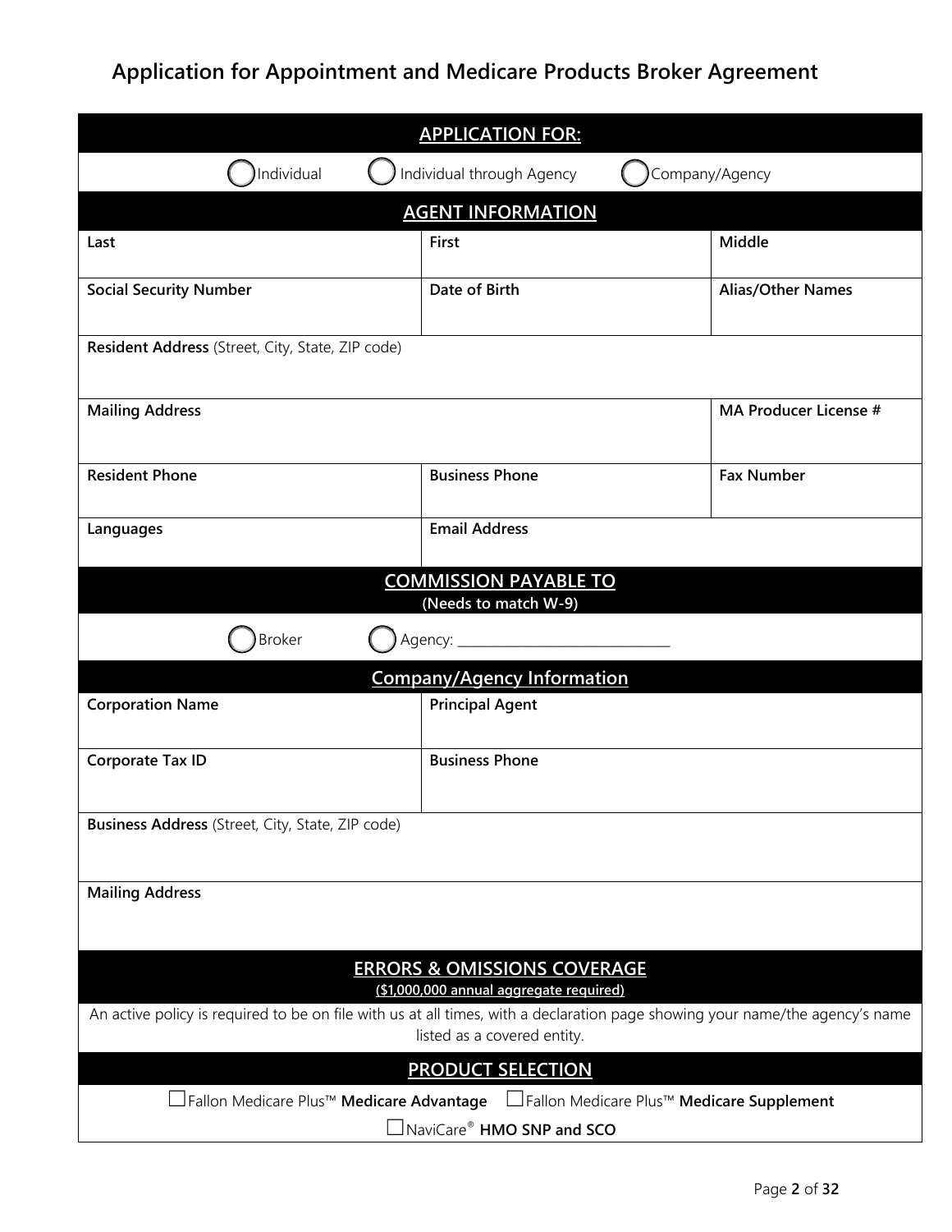# Application for Appointment and Medicare Products Broker Agreement

## APPLICATION FOR:

◯ Individual ◯ Individual through Agency ◯ Company/Agency

## AGENT INFORMATION

| Last | First | Middle |
|---|---|---|
| **Social Security Number** | **Date of Birth** | **Alias/Other Names** |

| **Resident Address** (Street, City, State, ZIP code) | |
|---|---|
| **Mailing Address** | **MA Producer License #** |

| **Resident Phone** | **Business Phone** | **Fax Number** |
|---|---|---|
| **Languages** | **Email Address** | |

## COMMISSION PAYABLE TO

**(Needs to match W-9)**

◯ Broker ◯ Agency: ______________________________

## Company/Agency Information

| Corporation Name | Principal Agent |
|---|---|
| **Corporate Tax ID** | **Business Phone** |

**Business Address** (Street, City, State, ZIP code)

**Mailing Address**

## ERRORS & OMISSIONS COVERAGE

**($1,000,000 annual aggregate required)**

An active policy is required to be on file with us at all times, with a declaration page showing your name/the agency's name listed as a covered entity.

## PRODUCT SELECTION

☐ Fallon Medicare Plus™ **Medicare Advantage** ☐ Fallon Medicare Plus™ **Medicare Supplement**

☐ NaviCare® **HMO SNP and SCO**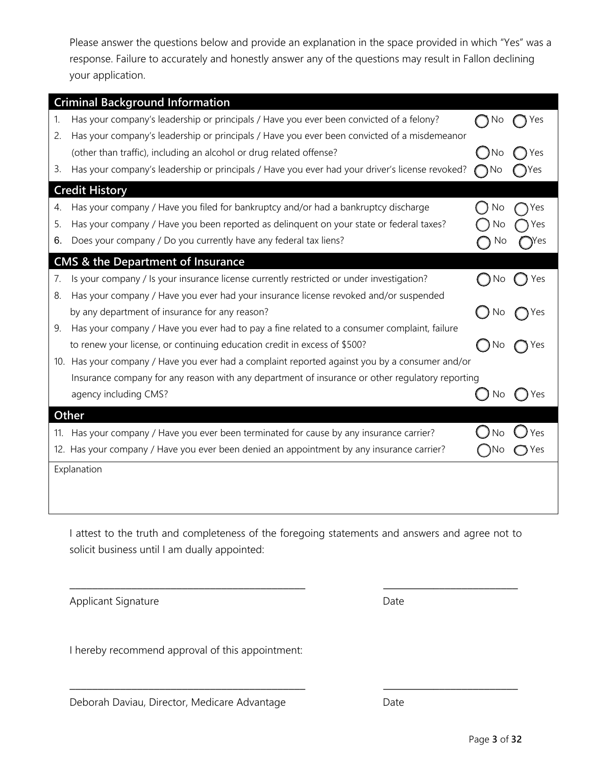Please answer the questions below and provide an explanation in the space provided in which "Yes" was a response. Failure to accurately and honestly answer any of the questions may result in Fallon declining your application.

## Criminal Background Information

1. Has your company's leadership or principals / Have you ever been convicted of a felony? ◯ No ◯ Yes
2. Has your company's leadership or principals / Have you ever been convicted of a misdemeanor (other than traffic), including an alcohol or drug related offense? ◯ No ◯ Yes
3. Has your company's leadership or principals / Have you ever had your driver's license revoked? ◯ No ◯ Yes

## Credit History

4. Has your company / Have you filed for bankruptcy and/or had a bankruptcy discharge ◯ No ◯ Yes
5. Has your company / Have you been reported as delinquent on your state or federal taxes? ◯ No ◯ Yes
6. Does your company / Do you currently have any federal tax liens? ◯ No ◯ Yes

## CMS & the Department of Insurance

7. Is your company / Is your insurance license currently restricted or under investigation? ◯ No ◯ Yes
8. Has your company / Have you ever had your insurance license revoked and/or suspended by any department of insurance for any reason? ◯ No ◯ Yes
9. Has your company / Have you ever had to pay a fine related to a consumer complaint, failure to renew your license, or continuing education credit in excess of $500? ◯ No ◯ Yes
10. Has your company / Have you ever had a complaint reported against you by a consumer and/or Insurance company for any reason with any department of insurance or other regulatory reporting agency including CMS? ◯ No ◯ Yes

## Other

11. Has your company / Have you ever been terminated for cause by any insurance carrier? ◯ No ◯ Yes
12. Has your company / Have you ever been denied an appointment by any insurance carrier? ◯ No ◯ Yes

Explanation

I attest to the truth and completeness of the foregoing statements and answers and agree not to solicit business until I am dually appointed:

_______________________________________ _______________________

Applicant Signature Date

I hereby recommend approval of this appointment:

_______________________________________ _______________________

Deborah Daviau, Director, Medicare Advantage Date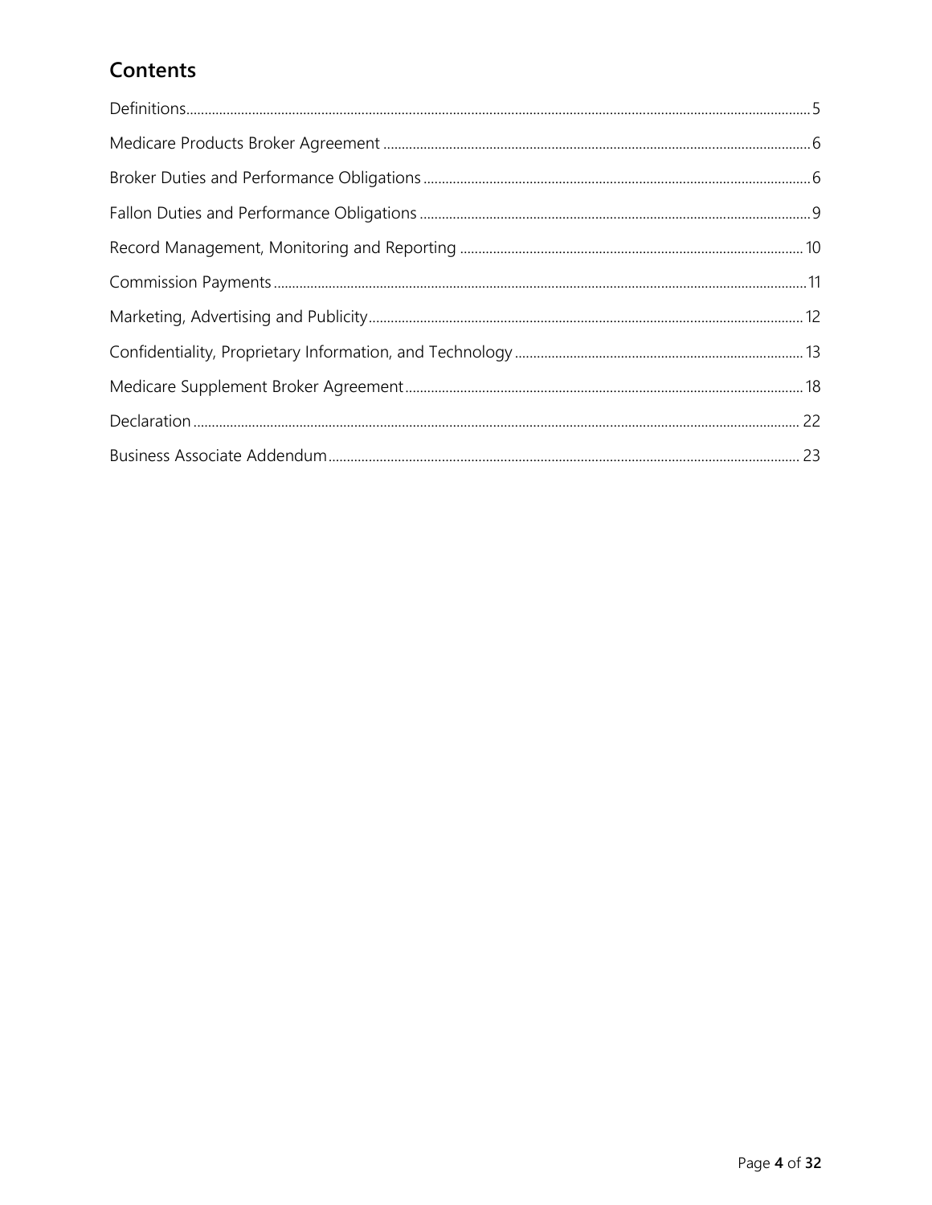## Contents

Definitions ... 5

Medicare Products Broker Agreement ... 6

Broker Duties and Performance Obligations ... 6

Fallon Duties and Performance Obligations ... 9

Record Management, Monitoring and Reporting ... 10

Commission Payments ... 11

Marketing, Advertising and Publicity ... 12

Confidentiality, Proprietary Information, and Technology ... 13

Medicare Supplement Broker Agreement ... 18

Declaration ... 22

Business Associate Addendum ... 23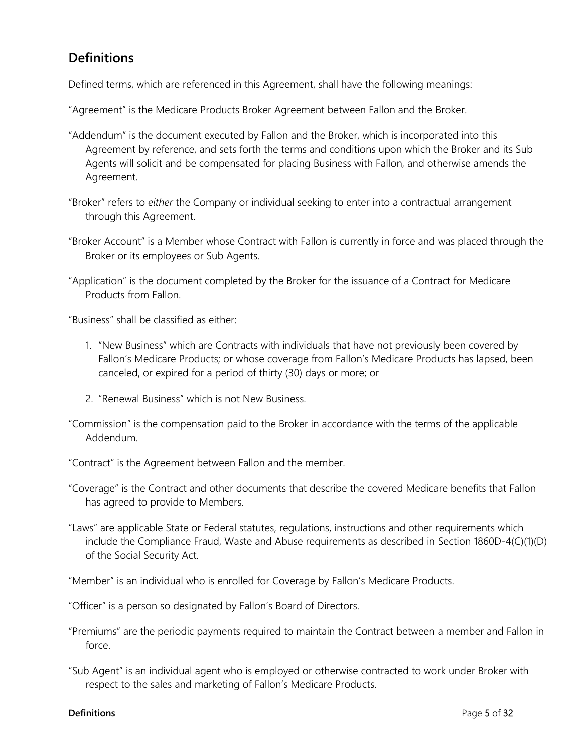## Definitions

Defined terms, which are referenced in this Agreement, shall have the following meanings:

"Agreement" is the Medicare Products Broker Agreement between Fallon and the Broker.

"Addendum" is the document executed by Fallon and the Broker, which is incorporated into this Agreement by reference, and sets forth the terms and conditions upon which the Broker and its Sub Agents will solicit and be compensated for placing Business with Fallon, and otherwise amends the Agreement.

"Broker" refers to *either* the Company or individual seeking to enter into a contractual arrangement through this Agreement.

"Broker Account" is a Member whose Contract with Fallon is currently in force and was placed through the Broker or its employees or Sub Agents.

"Application" is the document completed by the Broker for the issuance of a Contract for Medicare Products from Fallon.

"Business" shall be classified as either:

1. "New Business" which are Contracts with individuals that have not previously been covered by Fallon's Medicare Products; or whose coverage from Fallon's Medicare Products has lapsed, been canceled, or expired for a period of thirty (30) days or more; or

2. "Renewal Business" which is not New Business.

"Commission" is the compensation paid to the Broker in accordance with the terms of the applicable Addendum.

"Contract" is the Agreement between Fallon and the member.

"Coverage" is the Contract and other documents that describe the covered Medicare benefits that Fallon has agreed to provide to Members.

"Laws" are applicable State or Federal statutes, regulations, instructions and other requirements which include the Compliance Fraud, Waste and Abuse requirements as described in Section 1860D-4(C)(1)(D) of the Social Security Act.

"Member" is an individual who is enrolled for Coverage by Fallon's Medicare Products.

"Officer" is a person so designated by Fallon's Board of Directors.

"Premiums" are the periodic payments required to maintain the Contract between a member and Fallon in force.

"Sub Agent" is an individual agent who is employed or otherwise contracted to work under Broker with respect to the sales and marketing of Fallon's Medicare Products.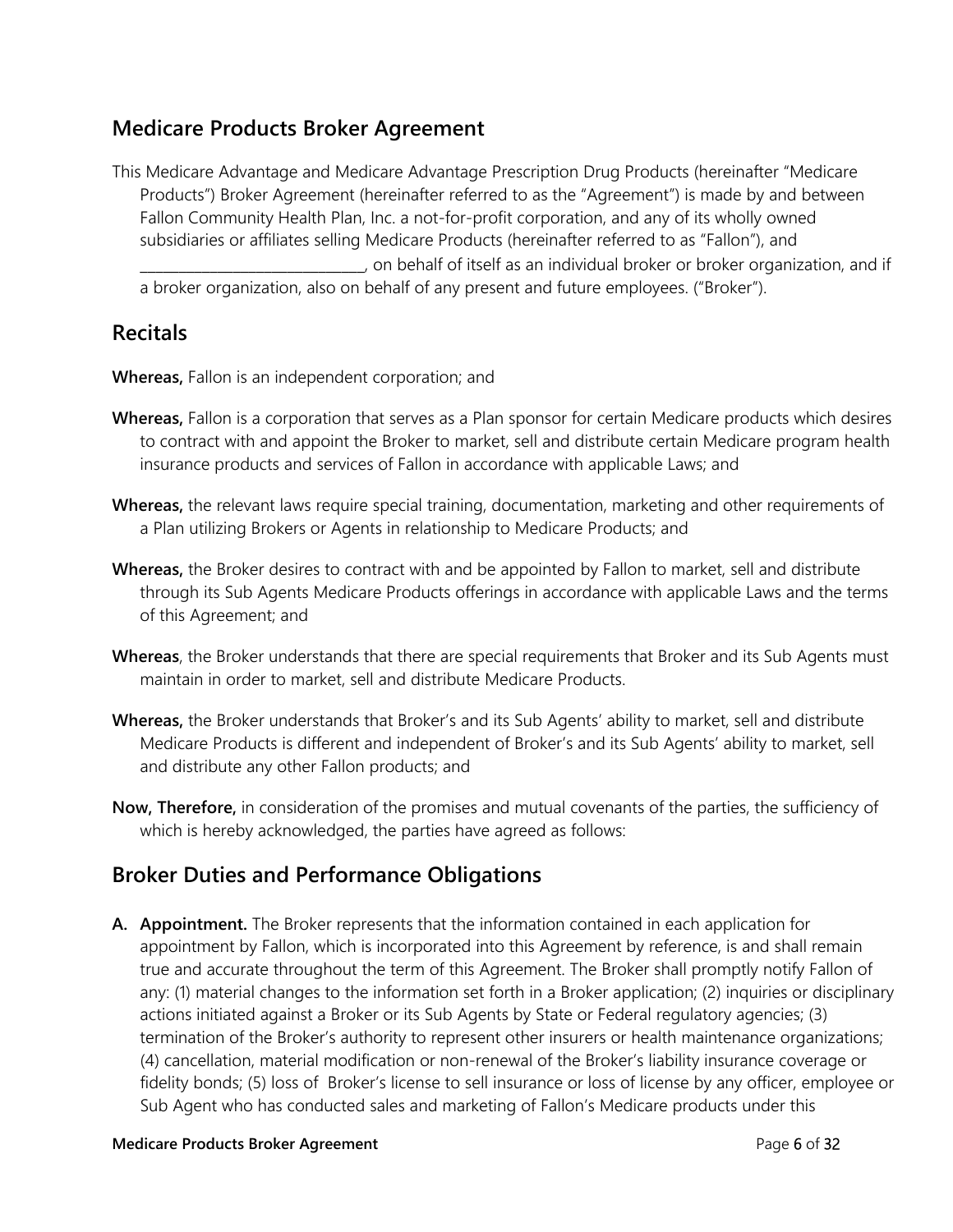## Medicare Products Broker Agreement

This Medicare Advantage and Medicare Advantage Prescription Drug Products (hereinafter "Medicare Products") Broker Agreement (hereinafter referred to as the "Agreement") is made by and between Fallon Community Health Plan, Inc. a not-for-profit corporation, and any of its wholly owned subsidiaries or affiliates selling Medicare Products (hereinafter referred to as "Fallon"), and \_\_\_\_\_\_\_\_\_\_\_\_\_\_\_\_\_\_\_\_\_\_\_\_\_\_\_\_\_\_\_\_, on behalf of itself as an individual broker or broker organization, and if a broker organization, also on behalf of any present and future employees. ("Broker").

## Recitals

**Whereas,** Fallon is an independent corporation; and

**Whereas,** Fallon is a corporation that serves as a Plan sponsor for certain Medicare products which desires to contract with and appoint the Broker to market, sell and distribute certain Medicare program health insurance products and services of Fallon in accordance with applicable Laws; and

**Whereas,** the relevant laws require special training, documentation, marketing and other requirements of a Plan utilizing Brokers or Agents in relationship to Medicare Products; and

**Whereas,** the Broker desires to contract with and be appointed by Fallon to market, sell and distribute through its Sub Agents Medicare Products offerings in accordance with applicable Laws and the terms of this Agreement; and

**Whereas**, the Broker understands that there are special requirements that Broker and its Sub Agents must maintain in order to market, sell and distribute Medicare Products.

**Whereas,** the Broker understands that Broker's and its Sub Agents' ability to market, sell and distribute Medicare Products is different and independent of Broker's and its Sub Agents' ability to market, sell and distribute any other Fallon products; and

**Now, Therefore,** in consideration of the promises and mutual covenants of the parties, the sufficiency of which is hereby acknowledged, the parties have agreed as follows:

## Broker Duties and Performance Obligations

**A. Appointment.** The Broker represents that the information contained in each application for appointment by Fallon, which is incorporated into this Agreement by reference, is and shall remain true and accurate throughout the term of this Agreement. The Broker shall promptly notify Fallon of any: (1) material changes to the information set forth in a Broker application; (2) inquiries or disciplinary actions initiated against a Broker or its Sub Agents by State or Federal regulatory agencies; (3) termination of the Broker's authority to represent other insurers or health maintenance organizations; (4) cancellation, material modification or non-renewal of the Broker's liability insurance coverage or fidelity bonds; (5) loss of Broker's license to sell insurance or loss of license by any officer, employee or Sub Agent who has conducted sales and marketing of Fallon's Medicare products under this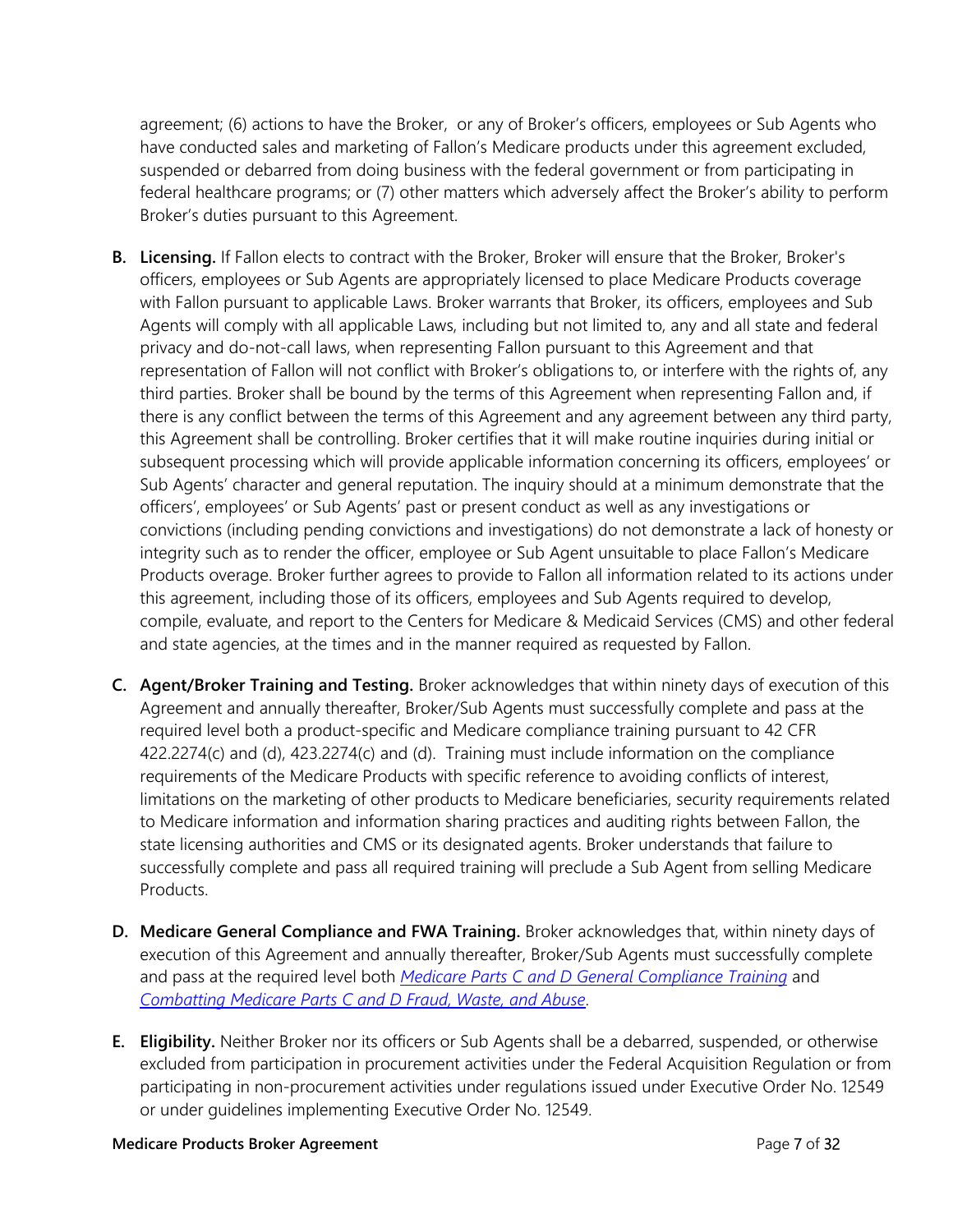agreement; (6) actions to have the Broker, or any of Broker's officers, employees or Sub Agents who have conducted sales and marketing of Fallon's Medicare products under this agreement excluded, suspended or debarred from doing business with the federal government or from participating in federal healthcare programs; or (7) other matters which adversely affect the Broker's ability to perform Broker's duties pursuant to this Agreement.

**B. Licensing.** If Fallon elects to contract with the Broker, Broker will ensure that the Broker, Broker's officers, employees or Sub Agents are appropriately licensed to place Medicare Products coverage with Fallon pursuant to applicable Laws. Broker warrants that Broker, its officers, employees and Sub Agents will comply with all applicable Laws, including but not limited to, any and all state and federal privacy and do-not-call laws, when representing Fallon pursuant to this Agreement and that representation of Fallon will not conflict with Broker's obligations to, or interfere with the rights of, any third parties. Broker shall be bound by the terms of this Agreement when representing Fallon and, if there is any conflict between the terms of this Agreement and any agreement between any third party, this Agreement shall be controlling. Broker certifies that it will make routine inquiries during initial or subsequent processing which will provide applicable information concerning its officers, employees' or Sub Agents' character and general reputation. The inquiry should at a minimum demonstrate that the officers', employees' or Sub Agents' past or present conduct as well as any investigations or convictions (including pending convictions and investigations) do not demonstrate a lack of honesty or integrity such as to render the officer, employee or Sub Agent unsuitable to place Fallon's Medicare Products overage. Broker further agrees to provide to Fallon all information related to its actions under this agreement, including those of its officers, employees and Sub Agents required to develop, compile, evaluate, and report to the Centers for Medicare & Medicaid Services (CMS) and other federal and state agencies, at the times and in the manner required as requested by Fallon.

**C. Agent/Broker Training and Testing.** Broker acknowledges that within ninety days of execution of this Agreement and annually thereafter, Broker/Sub Agents must successfully complete and pass at the required level both a product-specific and Medicare compliance training pursuant to 42 CFR 422.2274(c) and (d), 423.2274(c) and (d). Training must include information on the compliance requirements of the Medicare Products with specific reference to avoiding conflicts of interest, limitations on the marketing of other products to Medicare beneficiaries, security requirements related to Medicare information and information sharing practices and auditing rights between Fallon, the state licensing authorities and CMS or its designated agents. Broker understands that failure to successfully complete and pass all required training will preclude a Sub Agent from selling Medicare Products.

**D. Medicare General Compliance and FWA Training.** Broker acknowledges that, within ninety days of execution of this Agreement and annually thereafter, Broker/Sub Agents must successfully complete and pass at the required level both *Medicare Parts C and D General Compliance Training* and *Combatting Medicare Parts C and D Fraud, Waste, and Abuse*.

**E. Eligibility.** Neither Broker nor its officers or Sub Agents shall be a debarred, suspended, or otherwise excluded from participation in procurement activities under the Federal Acquisition Regulation or from participating in non-procurement activities under regulations issued under Executive Order No. 12549 or under guidelines implementing Executive Order No. 12549.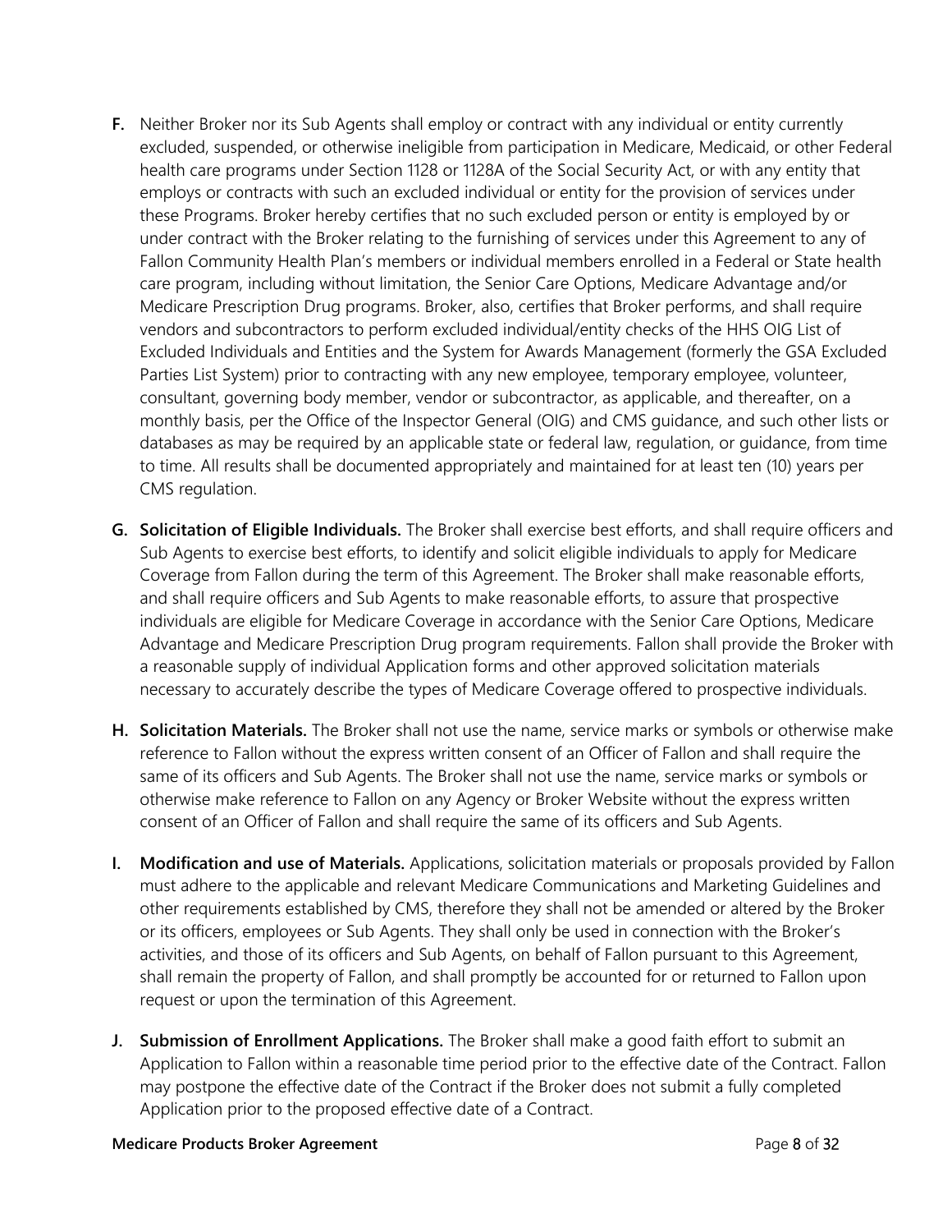**F.** Neither Broker nor its Sub Agents shall employ or contract with any individual or entity currently excluded, suspended, or otherwise ineligible from participation in Medicare, Medicaid, or other Federal health care programs under Section 1128 or 1128A of the Social Security Act, or with any entity that employs or contracts with such an excluded individual or entity for the provision of services under these Programs. Broker hereby certifies that no such excluded person or entity is employed by or under contract with the Broker relating to the furnishing of services under this Agreement to any of Fallon Community Health Plan's members or individual members enrolled in a Federal or State health care program, including without limitation, the Senior Care Options, Medicare Advantage and/or Medicare Prescription Drug programs. Broker, also, certifies that Broker performs, and shall require vendors and subcontractors to perform excluded individual/entity checks of the HHS OIG List of Excluded Individuals and Entities and the System for Awards Management (formerly the GSA Excluded Parties List System) prior to contracting with any new employee, temporary employee, volunteer, consultant, governing body member, vendor or subcontractor, as applicable, and thereafter, on a monthly basis, per the Office of the Inspector General (OIG) and CMS guidance, and such other lists or databases as may be required by an applicable state or federal law, regulation, or guidance, from time to time. All results shall be documented appropriately and maintained for at least ten (10) years per CMS regulation.

**G. Solicitation of Eligible Individuals.** The Broker shall exercise best efforts, and shall require officers and Sub Agents to exercise best efforts, to identify and solicit eligible individuals to apply for Medicare Coverage from Fallon during the term of this Agreement. The Broker shall make reasonable efforts, and shall require officers and Sub Agents to make reasonable efforts, to assure that prospective individuals are eligible for Medicare Coverage in accordance with the Senior Care Options, Medicare Advantage and Medicare Prescription Drug program requirements. Fallon shall provide the Broker with a reasonable supply of individual Application forms and other approved solicitation materials necessary to accurately describe the types of Medicare Coverage offered to prospective individuals.

**H. Solicitation Materials.** The Broker shall not use the name, service marks or symbols or otherwise make reference to Fallon without the express written consent of an Officer of Fallon and shall require the same of its officers and Sub Agents. The Broker shall not use the name, service marks or symbols or otherwise make reference to Fallon on any Agency or Broker Website without the express written consent of an Officer of Fallon and shall require the same of its officers and Sub Agents.

**I. Modification and use of Materials.** Applications, solicitation materials or proposals provided by Fallon must adhere to the applicable and relevant Medicare Communications and Marketing Guidelines and other requirements established by CMS, therefore they shall not be amended or altered by the Broker or its officers, employees or Sub Agents. They shall only be used in connection with the Broker's activities, and those of its officers and Sub Agents, on behalf of Fallon pursuant to this Agreement, shall remain the property of Fallon, and shall promptly be accounted for or returned to Fallon upon request or upon the termination of this Agreement.

**J. Submission of Enrollment Applications.** The Broker shall make a good faith effort to submit an Application to Fallon within a reasonable time period prior to the effective date of the Contract. Fallon may postpone the effective date of the Contract if the Broker does not submit a fully completed Application prior to the proposed effective date of a Contract.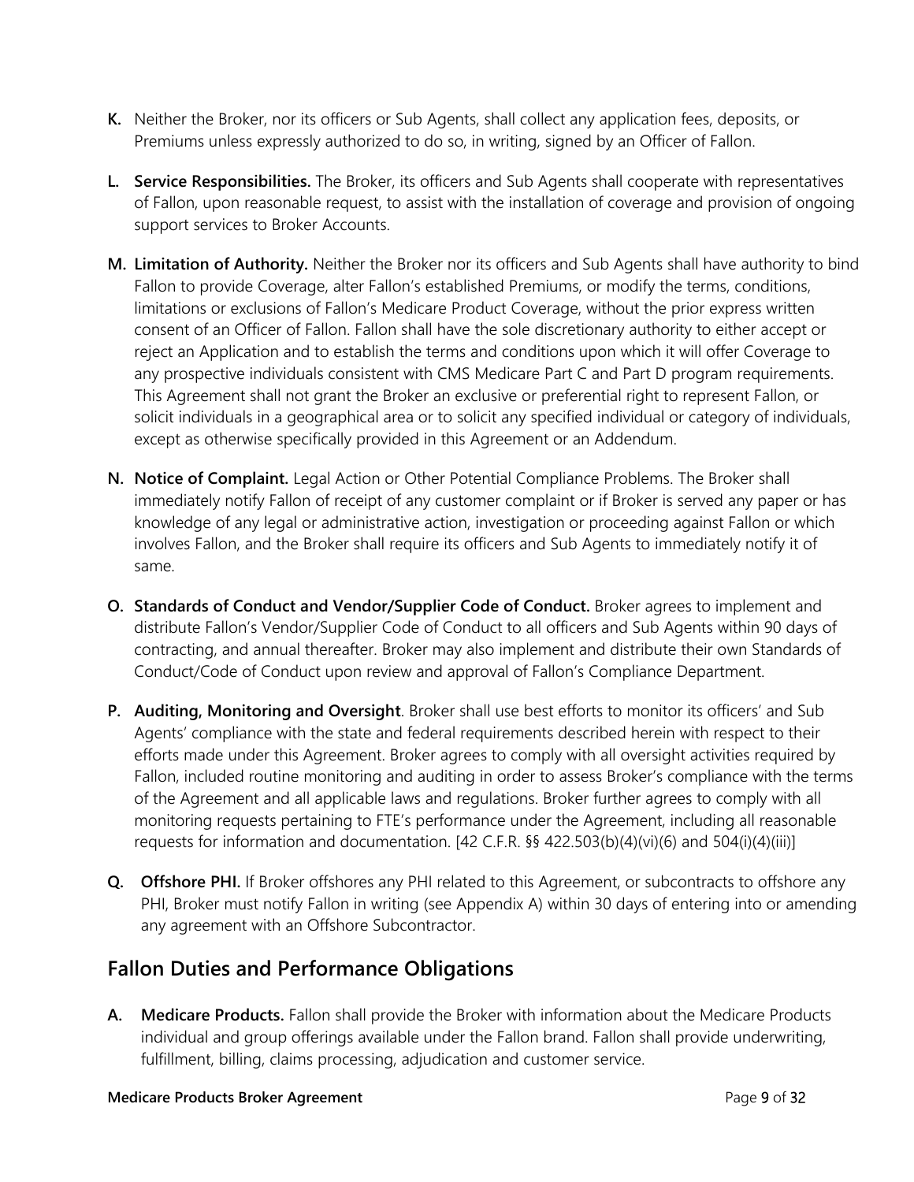**K.** Neither the Broker, nor its officers or Sub Agents, shall collect any application fees, deposits, or Premiums unless expressly authorized to do so, in writing, signed by an Officer of Fallon.

**L. Service Responsibilities.** The Broker, its officers and Sub Agents shall cooperate with representatives of Fallon, upon reasonable request, to assist with the installation of coverage and provision of ongoing support services to Broker Accounts.

**M. Limitation of Authority.** Neither the Broker nor its officers and Sub Agents shall have authority to bind Fallon to provide Coverage, alter Fallon's established Premiums, or modify the terms, conditions, limitations or exclusions of Fallon's Medicare Product Coverage, without the prior express written consent of an Officer of Fallon. Fallon shall have the sole discretionary authority to either accept or reject an Application and to establish the terms and conditions upon which it will offer Coverage to any prospective individuals consistent with CMS Medicare Part C and Part D program requirements. This Agreement shall not grant the Broker an exclusive or preferential right to represent Fallon, or solicit individuals in a geographical area or to solicit any specified individual or category of individuals, except as otherwise specifically provided in this Agreement or an Addendum.

**N. Notice of Complaint.** Legal Action or Other Potential Compliance Problems. The Broker shall immediately notify Fallon of receipt of any customer complaint or if Broker is served any paper or has knowledge of any legal or administrative action, investigation or proceeding against Fallon or which involves Fallon, and the Broker shall require its officers and Sub Agents to immediately notify it of same.

**O. Standards of Conduct and Vendor/Supplier Code of Conduct.** Broker agrees to implement and distribute Fallon's Vendor/Supplier Code of Conduct to all officers and Sub Agents within 90 days of contracting, and annual thereafter. Broker may also implement and distribute their own Standards of Conduct/Code of Conduct upon review and approval of Fallon's Compliance Department.

**P. Auditing, Monitoring and Oversight**. Broker shall use best efforts to monitor its officers' and Sub Agents' compliance with the state and federal requirements described herein with respect to their efforts made under this Agreement. Broker agrees to comply with all oversight activities required by Fallon, included routine monitoring and auditing in order to assess Broker's compliance with the terms of the Agreement and all applicable laws and regulations. Broker further agrees to comply with all monitoring requests pertaining to FTE's performance under the Agreement, including all reasonable requests for information and documentation. [42 C.F.R. §§ 422.503(b)(4)(vi)(6) and 504(i)(4)(iii)]

**Q. Offshore PHI.** If Broker offshores any PHI related to this Agreement, or subcontracts to offshore any PHI, Broker must notify Fallon in writing (see Appendix A) within 30 days of entering into or amending any agreement with an Offshore Subcontractor.

## Fallon Duties and Performance Obligations

**A. Medicare Products.** Fallon shall provide the Broker with information about the Medicare Products individual and group offerings available under the Fallon brand. Fallon shall provide underwriting, fulfillment, billing, claims processing, adjudication and customer service.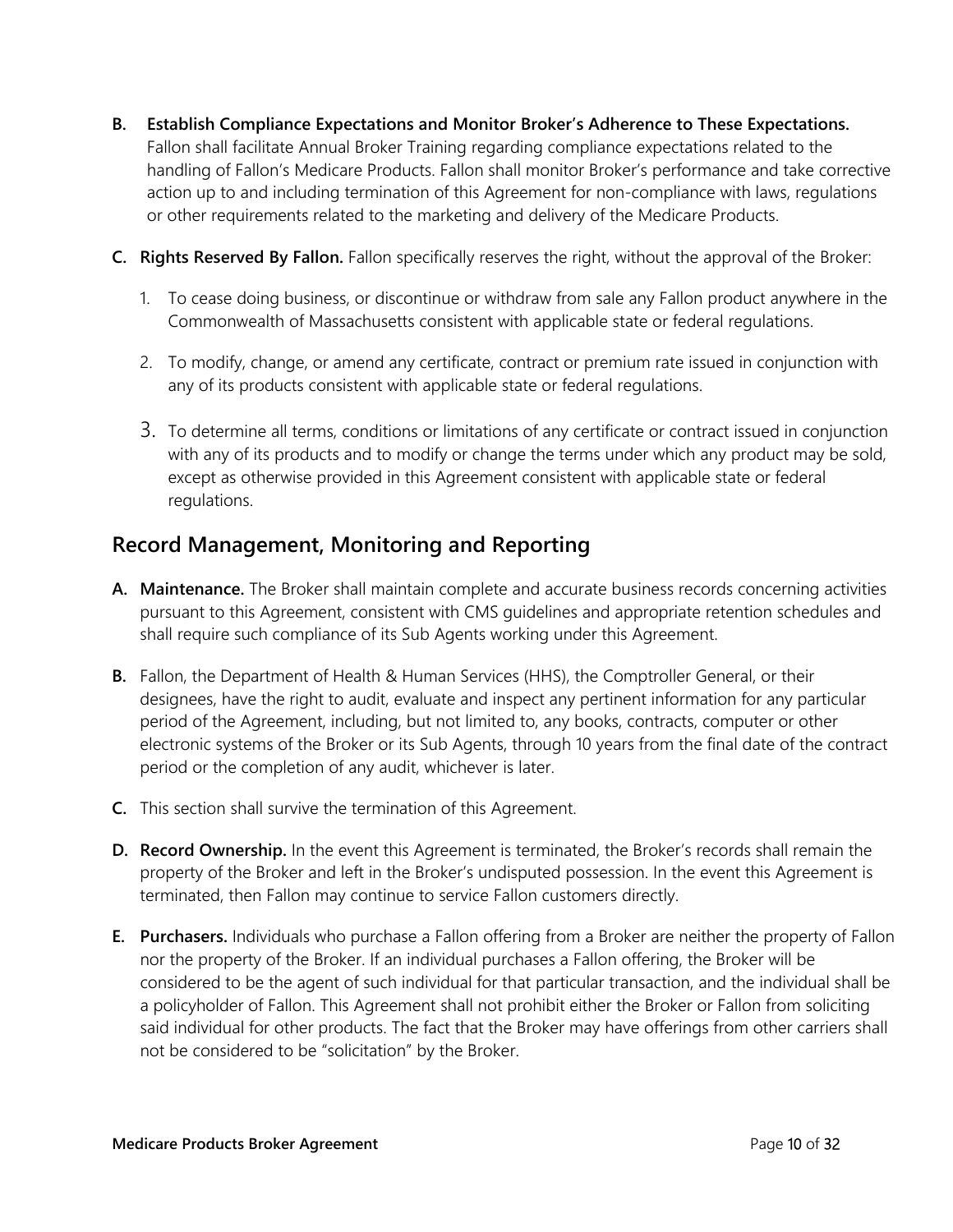**B. Establish Compliance Expectations and Monitor Broker's Adherence to These Expectations.** Fallon shall facilitate Annual Broker Training regarding compliance expectations related to the handling of Fallon's Medicare Products. Fallon shall monitor Broker's performance and take corrective action up to and including termination of this Agreement for non-compliance with laws, regulations or other requirements related to the marketing and delivery of the Medicare Products.

**C. Rights Reserved By Fallon.** Fallon specifically reserves the right, without the approval of the Broker:

1. To cease doing business, or discontinue or withdraw from sale any Fallon product anywhere in the Commonwealth of Massachusetts consistent with applicable state or federal regulations.
2. To modify, change, or amend any certificate, contract or premium rate issued in conjunction with any of its products consistent with applicable state or federal regulations.
3. To determine all terms, conditions or limitations of any certificate or contract issued in conjunction with any of its products and to modify or change the terms under which any product may be sold, except as otherwise provided in this Agreement consistent with applicable state or federal regulations.

## Record Management, Monitoring and Reporting

**A. Maintenance.** The Broker shall maintain complete and accurate business records concerning activities pursuant to this Agreement, consistent with CMS guidelines and appropriate retention schedules and shall require such compliance of its Sub Agents working under this Agreement.

**B.** Fallon, the Department of Health & Human Services (HHS), the Comptroller General, or their designees, have the right to audit, evaluate and inspect any pertinent information for any particular period of the Agreement, including, but not limited to, any books, contracts, computer or other electronic systems of the Broker or its Sub Agents, through 10 years from the final date of the contract period or the completion of any audit, whichever is later.

**C.** This section shall survive the termination of this Agreement.

**D. Record Ownership.** In the event this Agreement is terminated, the Broker's records shall remain the property of the Broker and left in the Broker's undisputed possession. In the event this Agreement is terminated, then Fallon may continue to service Fallon customers directly.

**E. Purchasers.** Individuals who purchase a Fallon offering from a Broker are neither the property of Fallon nor the property of the Broker. If an individual purchases a Fallon offering, the Broker will be considered to be the agent of such individual for that particular transaction, and the individual shall be a policyholder of Fallon. This Agreement shall not prohibit either the Broker or Fallon from soliciting said individual for other products. The fact that the Broker may have offerings from other carriers shall not be considered to be "solicitation" by the Broker.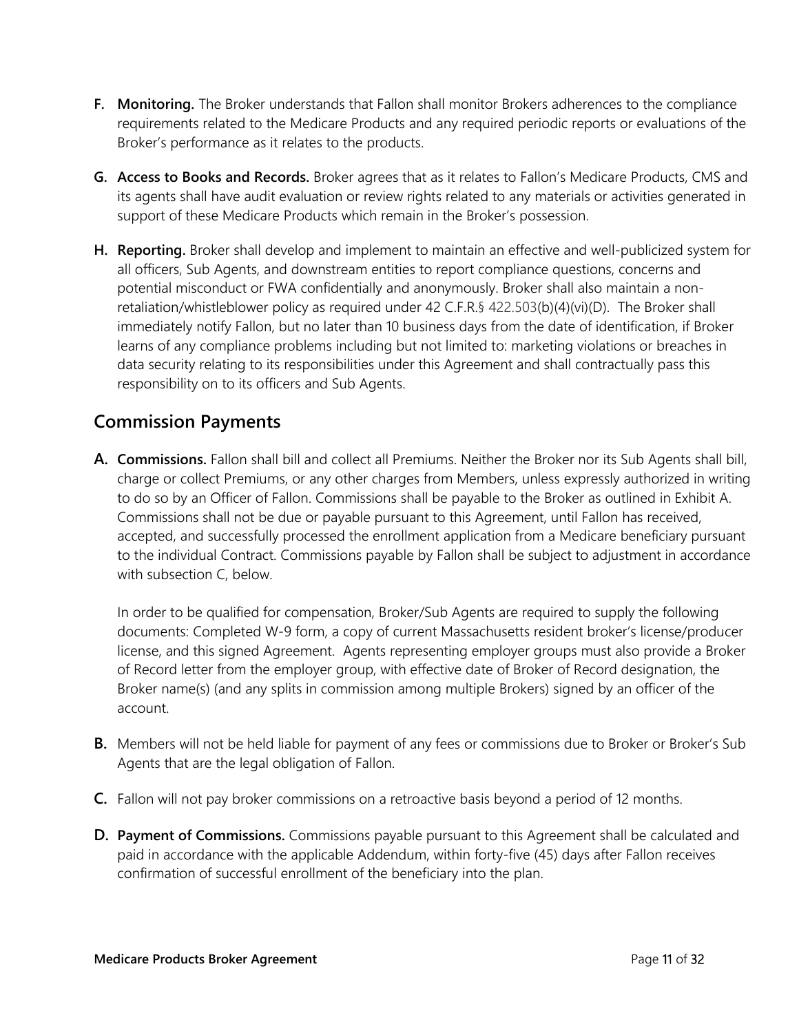**F. Monitoring.** The Broker understands that Fallon shall monitor Brokers adherences to the compliance requirements related to the Medicare Products and any required periodic reports or evaluations of the Broker's performance as it relates to the products.

**G. Access to Books and Records.** Broker agrees that as it relates to Fallon's Medicare Products, CMS and its agents shall have audit evaluation or review rights related to any materials or activities generated in support of these Medicare Products which remain in the Broker's possession.

**H. Reporting.** Broker shall develop and implement to maintain an effective and well-publicized system for all officers, Sub Agents, and downstream entities to report compliance questions, concerns and potential misconduct or FWA confidentially and anonymously. Broker shall also maintain a non-retaliation/whistleblower policy as required under 42 C.F.R.§ 422.503(b)(4)(vi)(D). The Broker shall immediately notify Fallon, but no later than 10 business days from the date of identification, if Broker learns of any compliance problems including but not limited to: marketing violations or breaches in data security relating to its responsibilities under this Agreement and shall contractually pass this responsibility on to its officers and Sub Agents.

## Commission Payments

**A. Commissions.** Fallon shall bill and collect all Premiums. Neither the Broker nor its Sub Agents shall bill, charge or collect Premiums, or any other charges from Members, unless expressly authorized in writing to do so by an Officer of Fallon. Commissions shall be payable to the Broker as outlined in Exhibit A. Commissions shall not be due or payable pursuant to this Agreement, until Fallon has received, accepted, and successfully processed the enrollment application from a Medicare beneficiary pursuant to the individual Contract. Commissions payable by Fallon shall be subject to adjustment in accordance with subsection C, below.

In order to be qualified for compensation, Broker/Sub Agents are required to supply the following documents: Completed W-9 form, a copy of current Massachusetts resident broker's license/producer license, and this signed Agreement. Agents representing employer groups must also provide a Broker of Record letter from the employer group, with effective date of Broker of Record designation, the Broker name(s) (and any splits in commission among multiple Brokers) signed by an officer of the account.

**B.** Members will not be held liable for payment of any fees or commissions due to Broker or Broker's Sub Agents that are the legal obligation of Fallon.

**C.** Fallon will not pay broker commissions on a retroactive basis beyond a period of 12 months.

**D. Payment of Commissions.** Commissions payable pursuant to this Agreement shall be calculated and paid in accordance with the applicable Addendum, within forty-five (45) days after Fallon receives confirmation of successful enrollment of the beneficiary into the plan.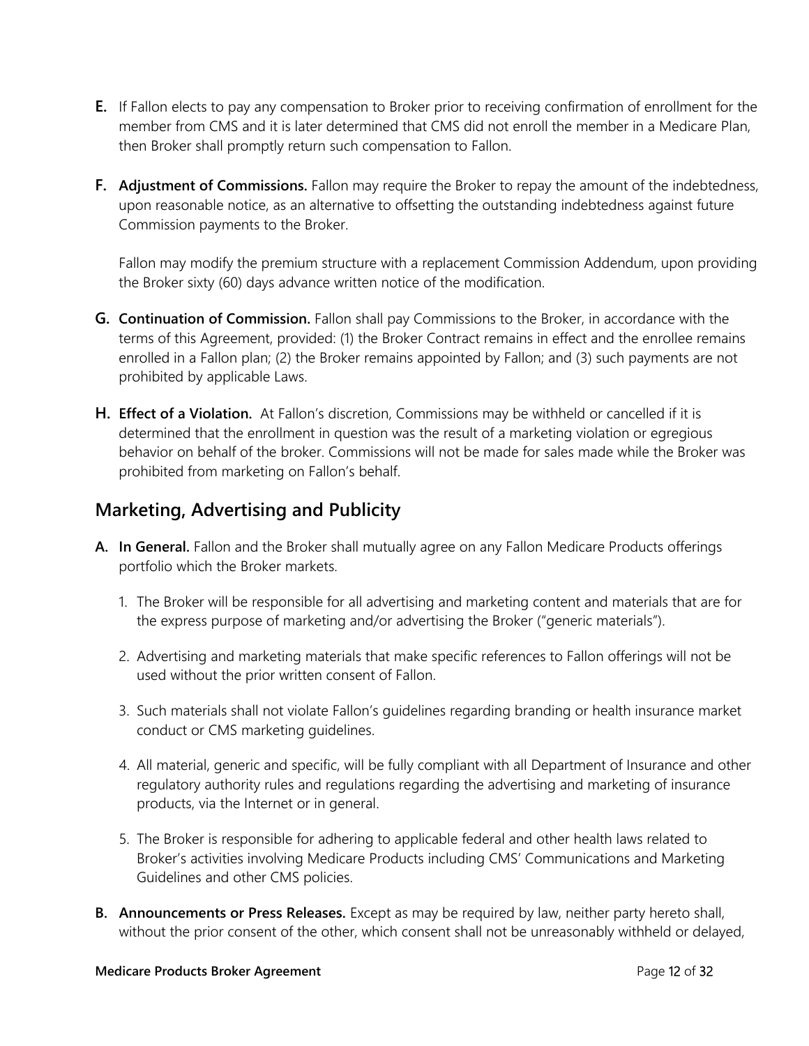**E.** If Fallon elects to pay any compensation to Broker prior to receiving confirmation of enrollment for the member from CMS and it is later determined that CMS did not enroll the member in a Medicare Plan, then Broker shall promptly return such compensation to Fallon.

**F. Adjustment of Commissions.** Fallon may require the Broker to repay the amount of the indebtedness, upon reasonable notice, as an alternative to offsetting the outstanding indebtedness against future Commission payments to the Broker.

Fallon may modify the premium structure with a replacement Commission Addendum, upon providing the Broker sixty (60) days advance written notice of the modification.

**G. Continuation of Commission.** Fallon shall pay Commissions to the Broker, in accordance with the terms of this Agreement, provided: (1) the Broker Contract remains in effect and the enrollee remains enrolled in a Fallon plan; (2) the Broker remains appointed by Fallon; and (3) such payments are not prohibited by applicable Laws.

**H. Effect of a Violation.** At Fallon's discretion, Commissions may be withheld or cancelled if it is determined that the enrollment in question was the result of a marketing violation or egregious behavior on behalf of the broker. Commissions will not be made for sales made while the Broker was prohibited from marketing on Fallon's behalf.

## Marketing, Advertising and Publicity

**A. In General.** Fallon and the Broker shall mutually agree on any Fallon Medicare Products offerings portfolio which the Broker markets.

1. The Broker will be responsible for all advertising and marketing content and materials that are for the express purpose of marketing and/or advertising the Broker ("generic materials").
2. Advertising and marketing materials that make specific references to Fallon offerings will not be used without the prior written consent of Fallon.
3. Such materials shall not violate Fallon's guidelines regarding branding or health insurance market conduct or CMS marketing guidelines.
4. All material, generic and specific, will be fully compliant with all Department of Insurance and other regulatory authority rules and regulations regarding the advertising and marketing of insurance products, via the Internet or in general.
5. The Broker is responsible for adhering to applicable federal and other health laws related to Broker's activities involving Medicare Products including CMS' Communications and Marketing Guidelines and other CMS policies.

**B. Announcements or Press Releases.** Except as may be required by law, neither party hereto shall, without the prior consent of the other, which consent shall not be unreasonably withheld or delayed,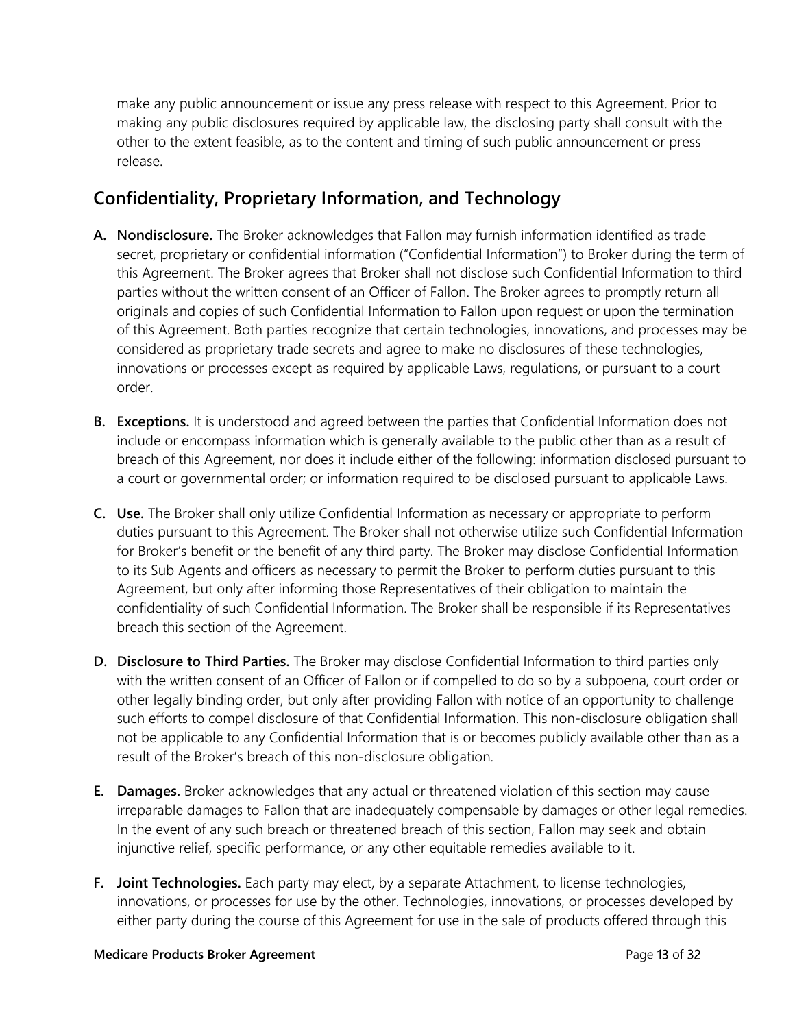make any public announcement or issue any press release with respect to this Agreement. Prior to making any public disclosures required by applicable law, the disclosing party shall consult with the other to the extent feasible, as to the content and timing of such public announcement or press release.

## Confidentiality, Proprietary Information, and Technology

**A. Nondisclosure.** The Broker acknowledges that Fallon may furnish information identified as trade secret, proprietary or confidential information ("Confidential Information") to Broker during the term of this Agreement. The Broker agrees that Broker shall not disclose such Confidential Information to third parties without the written consent of an Officer of Fallon. The Broker agrees to promptly return all originals and copies of such Confidential Information to Fallon upon request or upon the termination of this Agreement. Both parties recognize that certain technologies, innovations, and processes may be considered as proprietary trade secrets and agree to make no disclosures of these technologies, innovations or processes except as required by applicable Laws, regulations, or pursuant to a court order.

**B. Exceptions.** It is understood and agreed between the parties that Confidential Information does not include or encompass information which is generally available to the public other than as a result of breach of this Agreement, nor does it include either of the following: information disclosed pursuant to a court or governmental order; or information required to be disclosed pursuant to applicable Laws.

**C. Use.** The Broker shall only utilize Confidential Information as necessary or appropriate to perform duties pursuant to this Agreement. The Broker shall not otherwise utilize such Confidential Information for Broker's benefit or the benefit of any third party. The Broker may disclose Confidential Information to its Sub Agents and officers as necessary to permit the Broker to perform duties pursuant to this Agreement, but only after informing those Representatives of their obligation to maintain the confidentiality of such Confidential Information. The Broker shall be responsible if its Representatives breach this section of the Agreement.

**D. Disclosure to Third Parties.** The Broker may disclose Confidential Information to third parties only with the written consent of an Officer of Fallon or if compelled to do so by a subpoena, court order or other legally binding order, but only after providing Fallon with notice of an opportunity to challenge such efforts to compel disclosure of that Confidential Information. This non-disclosure obligation shall not be applicable to any Confidential Information that is or becomes publicly available other than as a result of the Broker's breach of this non-disclosure obligation.

**E. Damages.** Broker acknowledges that any actual or threatened violation of this section may cause irreparable damages to Fallon that are inadequately compensable by damages or other legal remedies. In the event of any such breach or threatened breach of this section, Fallon may seek and obtain injunctive relief, specific performance, or any other equitable remedies available to it.

**F. Joint Technologies.** Each party may elect, by a separate Attachment, to license technologies, innovations, or processes for use by the other. Technologies, innovations, or processes developed by either party during the course of this Agreement for use in the sale of products offered through this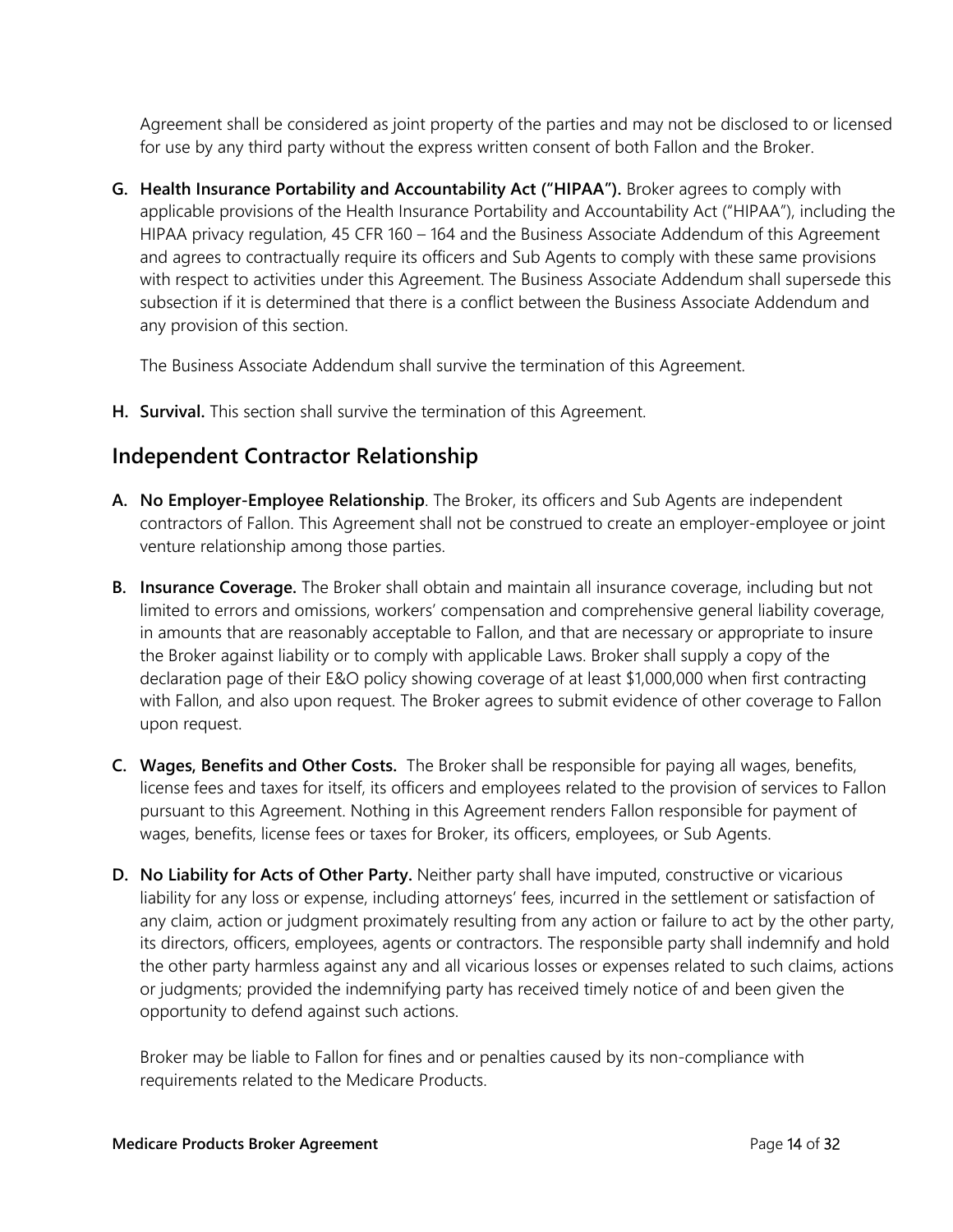Agreement shall be considered as joint property of the parties and may not be disclosed to or licensed for use by any third party without the express written consent of both Fallon and the Broker.

**G. Health Insurance Portability and Accountability Act ("HIPAA").** Broker agrees to comply with applicable provisions of the Health Insurance Portability and Accountability Act ("HIPAA"), including the HIPAA privacy regulation, 45 CFR 160 – 164 and the Business Associate Addendum of this Agreement and agrees to contractually require its officers and Sub Agents to comply with these same provisions with respect to activities under this Agreement. The Business Associate Addendum shall supersede this subsection if it is determined that there is a conflict between the Business Associate Addendum and any provision of this section.

The Business Associate Addendum shall survive the termination of this Agreement.

**H. Survival.** This section shall survive the termination of this Agreement.

## Independent Contractor Relationship

**A. No Employer-Employee Relationship**. The Broker, its officers and Sub Agents are independent contractors of Fallon. This Agreement shall not be construed to create an employer-employee or joint venture relationship among those parties.

**B. Insurance Coverage.** The Broker shall obtain and maintain all insurance coverage, including but not limited to errors and omissions, workers' compensation and comprehensive general liability coverage, in amounts that are reasonably acceptable to Fallon, and that are necessary or appropriate to insure the Broker against liability or to comply with applicable Laws. Broker shall supply a copy of the declaration page of their E&O policy showing coverage of at least $1,000,000 when first contracting with Fallon, and also upon request. The Broker agrees to submit evidence of other coverage to Fallon upon request.

**C. Wages, Benefits and Other Costs.** The Broker shall be responsible for paying all wages, benefits, license fees and taxes for itself, its officers and employees related to the provision of services to Fallon pursuant to this Agreement. Nothing in this Agreement renders Fallon responsible for payment of wages, benefits, license fees or taxes for Broker, its officers, employees, or Sub Agents.

**D. No Liability for Acts of Other Party.** Neither party shall have imputed, constructive or vicarious liability for any loss or expense, including attorneys' fees, incurred in the settlement or satisfaction of any claim, action or judgment proximately resulting from any action or failure to act by the other party, its directors, officers, employees, agents or contractors. The responsible party shall indemnify and hold the other party harmless against any and all vicarious losses or expenses related to such claims, actions or judgments; provided the indemnifying party has received timely notice of and been given the opportunity to defend against such actions.

Broker may be liable to Fallon for fines and or penalties caused by its non-compliance with requirements related to the Medicare Products.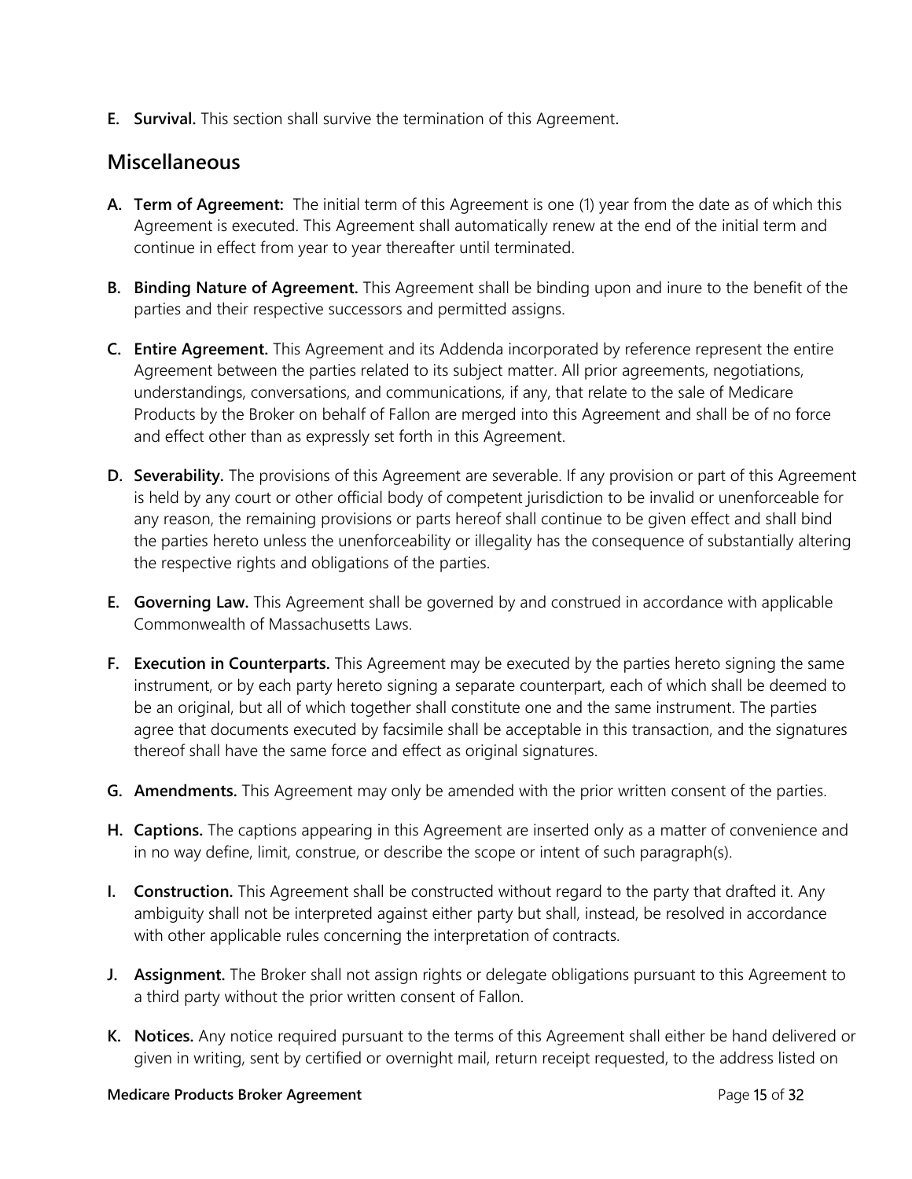**E. Survival.** This section shall survive the termination of this Agreement.

## Miscellaneous

**A. Term of Agreement:** The initial term of this Agreement is one (1) year from the date as of which this Agreement is executed. This Agreement shall automatically renew at the end of the initial term and continue in effect from year to year thereafter until terminated.

**B. Binding Nature of Agreement.** This Agreement shall be binding upon and inure to the benefit of the parties and their respective successors and permitted assigns.

**C. Entire Agreement.** This Agreement and its Addenda incorporated by reference represent the entire Agreement between the parties related to its subject matter. All prior agreements, negotiations, understandings, conversations, and communications, if any, that relate to the sale of Medicare Products by the Broker on behalf of Fallon are merged into this Agreement and shall be of no force and effect other than as expressly set forth in this Agreement.

**D. Severability.** The provisions of this Agreement are severable. If any provision or part of this Agreement is held by any court or other official body of competent jurisdiction to be invalid or unenforceable for any reason, the remaining provisions or parts hereof shall continue to be given effect and shall bind the parties hereto unless the unenforceability or illegality has the consequence of substantially altering the respective rights and obligations of the parties.

**E. Governing Law.** This Agreement shall be governed by and construed in accordance with applicable Commonwealth of Massachusetts Laws.

**F. Execution in Counterparts.** This Agreement may be executed by the parties hereto signing the same instrument, or by each party hereto signing a separate counterpart, each of which shall be deemed to be an original, but all of which together shall constitute one and the same instrument. The parties agree that documents executed by facsimile shall be acceptable in this transaction, and the signatures thereof shall have the same force and effect as original signatures.

**G. Amendments.** This Agreement may only be amended with the prior written consent of the parties.

**H. Captions.** The captions appearing in this Agreement are inserted only as a matter of convenience and in no way define, limit, construe, or describe the scope or intent of such paragraph(s).

**I. Construction.** This Agreement shall be constructed without regard to the party that drafted it. Any ambiguity shall not be interpreted against either party but shall, instead, be resolved in accordance with other applicable rules concerning the interpretation of contracts.

**J. Assignment.** The Broker shall not assign rights or delegate obligations pursuant to this Agreement to a third party without the prior written consent of Fallon.

**K. Notices.** Any notice required pursuant to the terms of this Agreement shall either be hand delivered or given in writing, sent by certified or overnight mail, return receipt requested, to the address listed on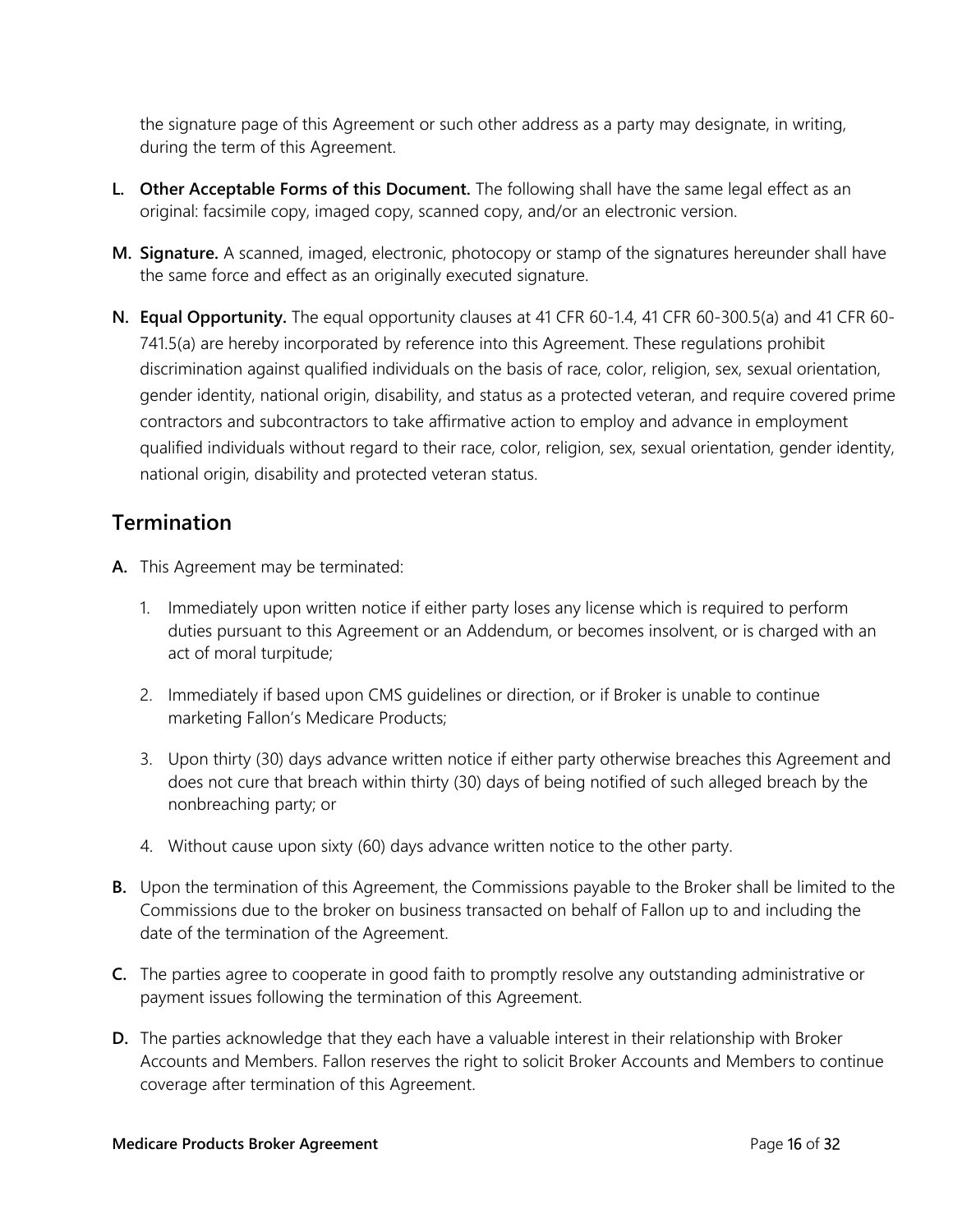the signature page of this Agreement or such other address as a party may designate, in writing, during the term of this Agreement.

**L. Other Acceptable Forms of this Document.** The following shall have the same legal effect as an original: facsimile copy, imaged copy, scanned copy, and/or an electronic version.

**M. Signature.** A scanned, imaged, electronic, photocopy or stamp of the signatures hereunder shall have the same force and effect as an originally executed signature.

**N. Equal Opportunity.** The equal opportunity clauses at 41 CFR 60-1.4, 41 CFR 60-300.5(a) and 41 CFR 60-741.5(a) are hereby incorporated by reference into this Agreement. These regulations prohibit discrimination against qualified individuals on the basis of race, color, religion, sex, sexual orientation, gender identity, national origin, disability, and status as a protected veteran, and require covered prime contractors and subcontractors to take affirmative action to employ and advance in employment qualified individuals without regard to their race, color, religion, sex, sexual orientation, gender identity, national origin, disability and protected veteran status.

## Termination

**A.** This Agreement may be terminated:

1. Immediately upon written notice if either party loses any license which is required to perform duties pursuant to this Agreement or an Addendum, or becomes insolvent, or is charged with an act of moral turpitude;

2. Immediately if based upon CMS guidelines or direction, or if Broker is unable to continue marketing Fallon's Medicare Products;

3. Upon thirty (30) days advance written notice if either party otherwise breaches this Agreement and does not cure that breach within thirty (30) days of being notified of such alleged breach by the nonbreaching party; or

4. Without cause upon sixty (60) days advance written notice to the other party.

**B.** Upon the termination of this Agreement, the Commissions payable to the Broker shall be limited to the Commissions due to the broker on business transacted on behalf of Fallon up to and including the date of the termination of the Agreement.

**C.** The parties agree to cooperate in good faith to promptly resolve any outstanding administrative or payment issues following the termination of this Agreement.

**D.** The parties acknowledge that they each have a valuable interest in their relationship with Broker Accounts and Members. Fallon reserves the right to solicit Broker Accounts and Members to continue coverage after termination of this Agreement.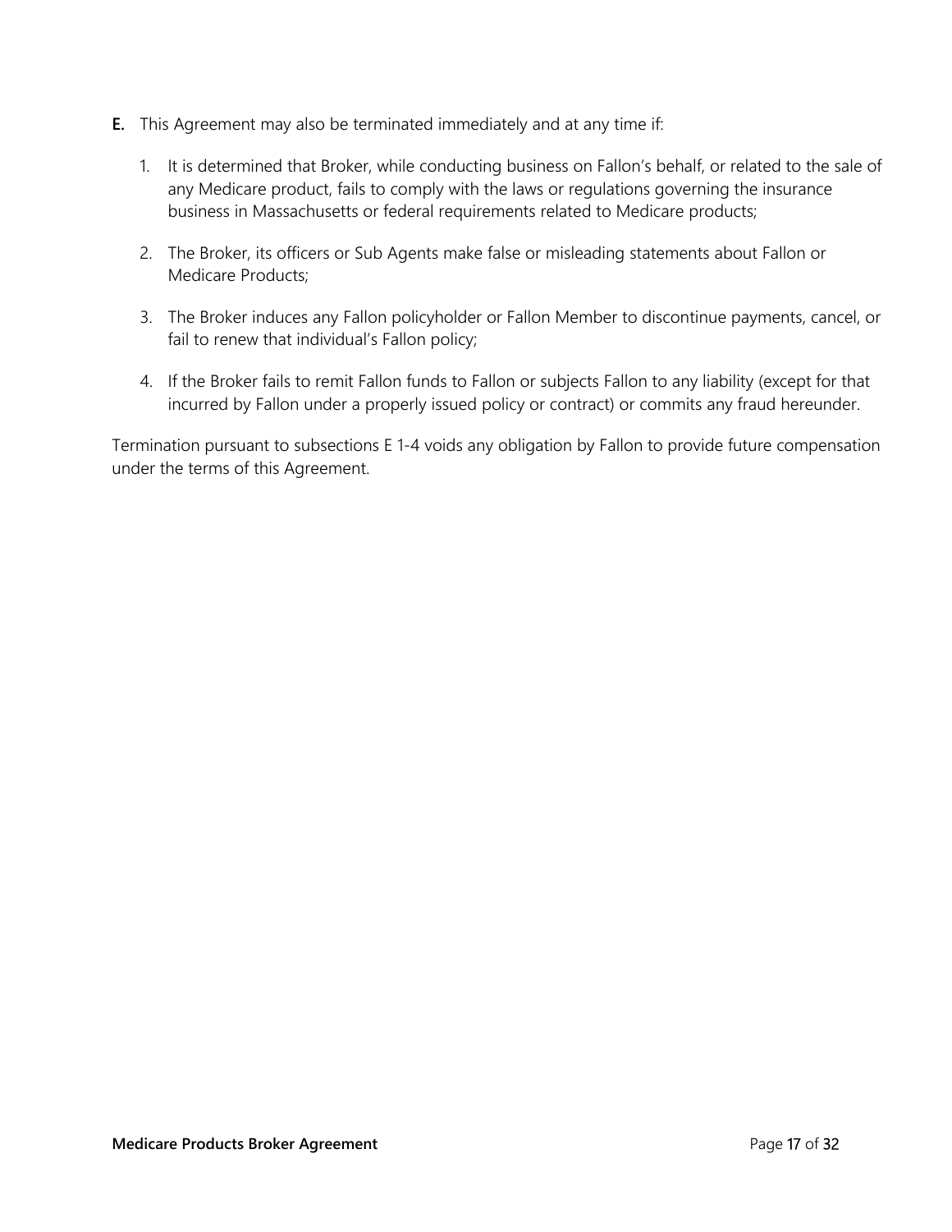**E.** This Agreement may also be terminated immediately and at any time if:

1. It is determined that Broker, while conducting business on Fallon's behalf, or related to the sale of any Medicare product, fails to comply with the laws or regulations governing the insurance business in Massachusetts or federal requirements related to Medicare products;

2. The Broker, its officers or Sub Agents make false or misleading statements about Fallon or Medicare Products;

3. The Broker induces any Fallon policyholder or Fallon Member to discontinue payments, cancel, or fail to renew that individual's Fallon policy;

4. If the Broker fails to remit Fallon funds to Fallon or subjects Fallon to any liability (except for that incurred by Fallon under a properly issued policy or contract) or commits any fraud hereunder.

Termination pursuant to subsections E 1-4 voids any obligation by Fallon to provide future compensation under the terms of this Agreement.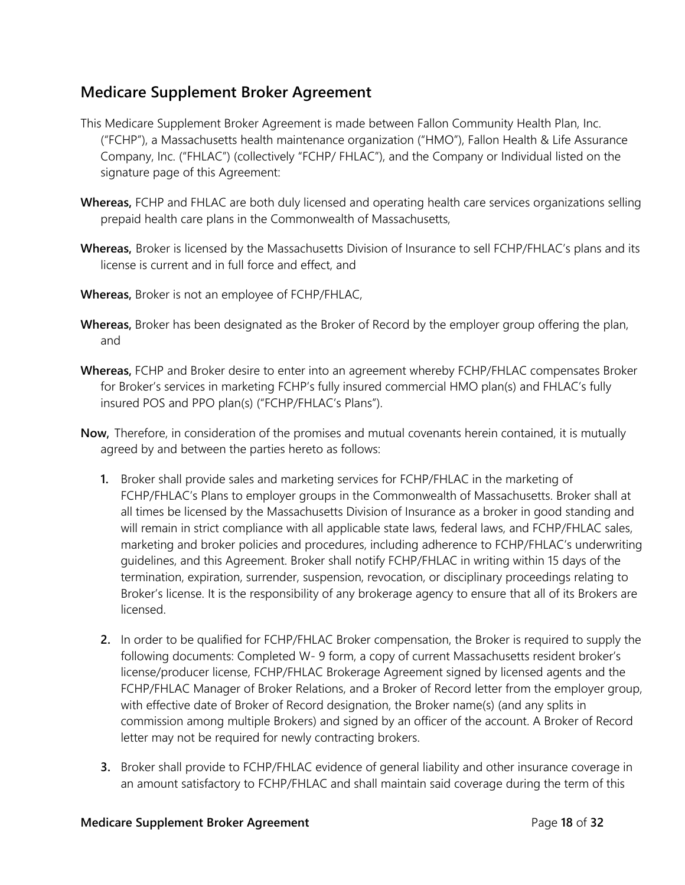## Medicare Supplement Broker Agreement

This Medicare Supplement Broker Agreement is made between Fallon Community Health Plan, Inc. ("FCHP"), a Massachusetts health maintenance organization ("HMO"), Fallon Health & Life Assurance Company, Inc. ("FHLAC") (collectively "FCHP/ FHLAC"), and the Company or Individual listed on the signature page of this Agreement:

**Whereas,** FCHP and FHLAC are both duly licensed and operating health care services organizations selling prepaid health care plans in the Commonwealth of Massachusetts,

**Whereas,** Broker is licensed by the Massachusetts Division of Insurance to sell FCHP/FHLAC's plans and its license is current and in full force and effect, and

**Whereas,** Broker is not an employee of FCHP/FHLAC,

**Whereas,** Broker has been designated as the Broker of Record by the employer group offering the plan, and

**Whereas,** FCHP and Broker desire to enter into an agreement whereby FCHP/FHLAC compensates Broker for Broker's services in marketing FCHP's fully insured commercial HMO plan(s) and FHLAC's fully insured POS and PPO plan(s) ("FCHP/FHLAC's Plans").

**Now,** Therefore, in consideration of the promises and mutual covenants herein contained, it is mutually agreed by and between the parties hereto as follows:

1. Broker shall provide sales and marketing services for FCHP/FHLAC in the marketing of FCHP/FHLAC's Plans to employer groups in the Commonwealth of Massachusetts. Broker shall at all times be licensed by the Massachusetts Division of Insurance as a broker in good standing and will remain in strict compliance with all applicable state laws, federal laws, and FCHP/FHLAC sales, marketing and broker policies and procedures, including adherence to FCHP/FHLAC's underwriting guidelines, and this Agreement. Broker shall notify FCHP/FHLAC in writing within 15 days of the termination, expiration, surrender, suspension, revocation, or disciplinary proceedings relating to Broker's license. It is the responsibility of any brokerage agency to ensure that all of its Brokers are licensed.

2. In order to be qualified for FCHP/FHLAC Broker compensation, the Broker is required to supply the following documents: Completed W- 9 form, a copy of current Massachusetts resident broker's license/producer license, FCHP/FHLAC Brokerage Agreement signed by licensed agents and the FCHP/FHLAC Manager of Broker Relations, and a Broker of Record letter from the employer group, with effective date of Broker of Record designation, the Broker name(s) (and any splits in commission among multiple Brokers) and signed by an officer of the account. A Broker of Record letter may not be required for newly contracting brokers.

3. Broker shall provide to FCHP/FHLAC evidence of general liability and other insurance coverage in an amount satisfactory to FCHP/FHLAC and shall maintain said coverage during the term of this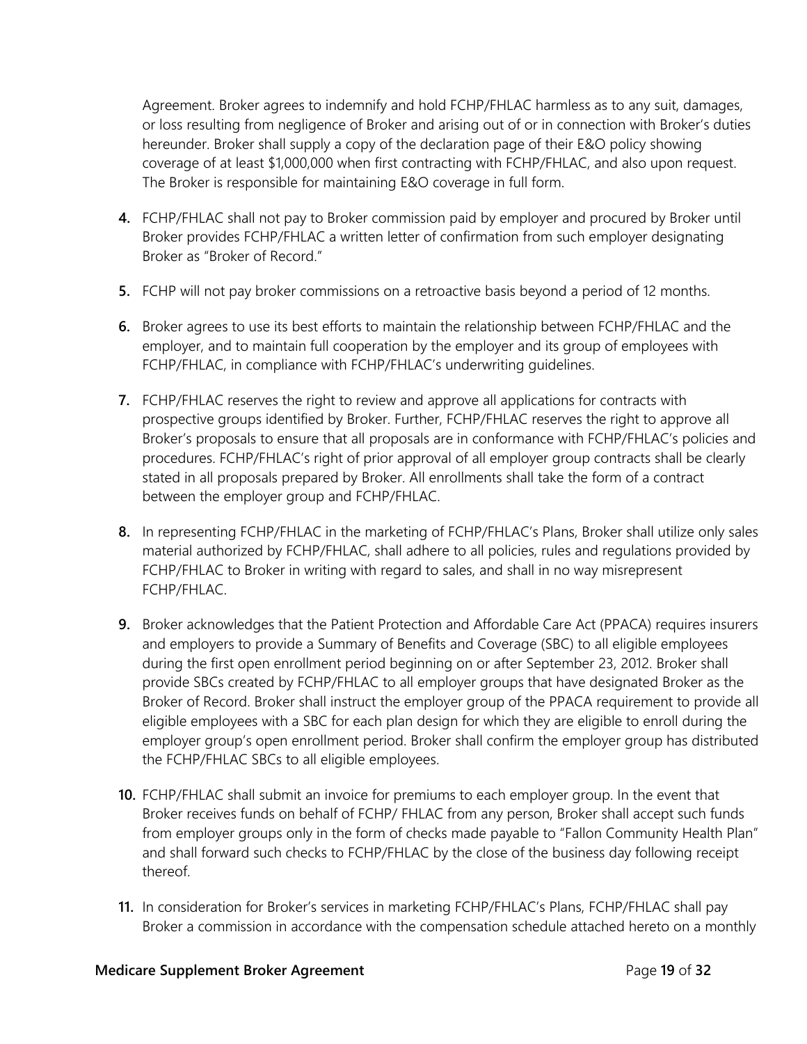Agreement. Broker agrees to indemnify and hold FCHP/FHLAC harmless as to any suit, damages, or loss resulting from negligence of Broker and arising out of or in connection with Broker's duties hereunder. Broker shall supply a copy of the declaration page of their E&O policy showing coverage of at least $1,000,000 when first contracting with FCHP/FHLAC, and also upon request. The Broker is responsible for maintaining E&O coverage in full form.

4. FCHP/FHLAC shall not pay to Broker commission paid by employer and procured by Broker until Broker provides FCHP/FHLAC a written letter of confirmation from such employer designating Broker as "Broker of Record."

5. FCHP will not pay broker commissions on a retroactive basis beyond a period of 12 months.

6. Broker agrees to use its best efforts to maintain the relationship between FCHP/FHLAC and the employer, and to maintain full cooperation by the employer and its group of employees with FCHP/FHLAC, in compliance with FCHP/FHLAC's underwriting guidelines.

7. FCHP/FHLAC reserves the right to review and approve all applications for contracts with prospective groups identified by Broker. Further, FCHP/FHLAC reserves the right to approve all Broker's proposals to ensure that all proposals are in conformance with FCHP/FHLAC's policies and procedures. FCHP/FHLAC's right of prior approval of all employer group contracts shall be clearly stated in all proposals prepared by Broker. All enrollments shall take the form of a contract between the employer group and FCHP/FHLAC.

8. In representing FCHP/FHLAC in the marketing of FCHP/FHLAC's Plans, Broker shall utilize only sales material authorized by FCHP/FHLAC, shall adhere to all policies, rules and regulations provided by FCHP/FHLAC to Broker in writing with regard to sales, and shall in no way misrepresent FCHP/FHLAC.

9. Broker acknowledges that the Patient Protection and Affordable Care Act (PPACA) requires insurers and employers to provide a Summary of Benefits and Coverage (SBC) to all eligible employees during the first open enrollment period beginning on or after September 23, 2012. Broker shall provide SBCs created by FCHP/FHLAC to all employer groups that have designated Broker as the Broker of Record. Broker shall instruct the employer group of the PPACA requirement to provide all eligible employees with a SBC for each plan design for which they are eligible to enroll during the employer group's open enrollment period. Broker shall confirm the employer group has distributed the FCHP/FHLAC SBCs to all eligible employees.

10. FCHP/FHLAC shall submit an invoice for premiums to each employer group. In the event that Broker receives funds on behalf of FCHP/ FHLAC from any person, Broker shall accept such funds from employer groups only in the form of checks made payable to "Fallon Community Health Plan" and shall forward such checks to FCHP/FHLAC by the close of the business day following receipt thereof.

11. In consideration for Broker's services in marketing FCHP/FHLAC's Plans, FCHP/FHLAC shall pay Broker a commission in accordance with the compensation schedule attached hereto on a monthly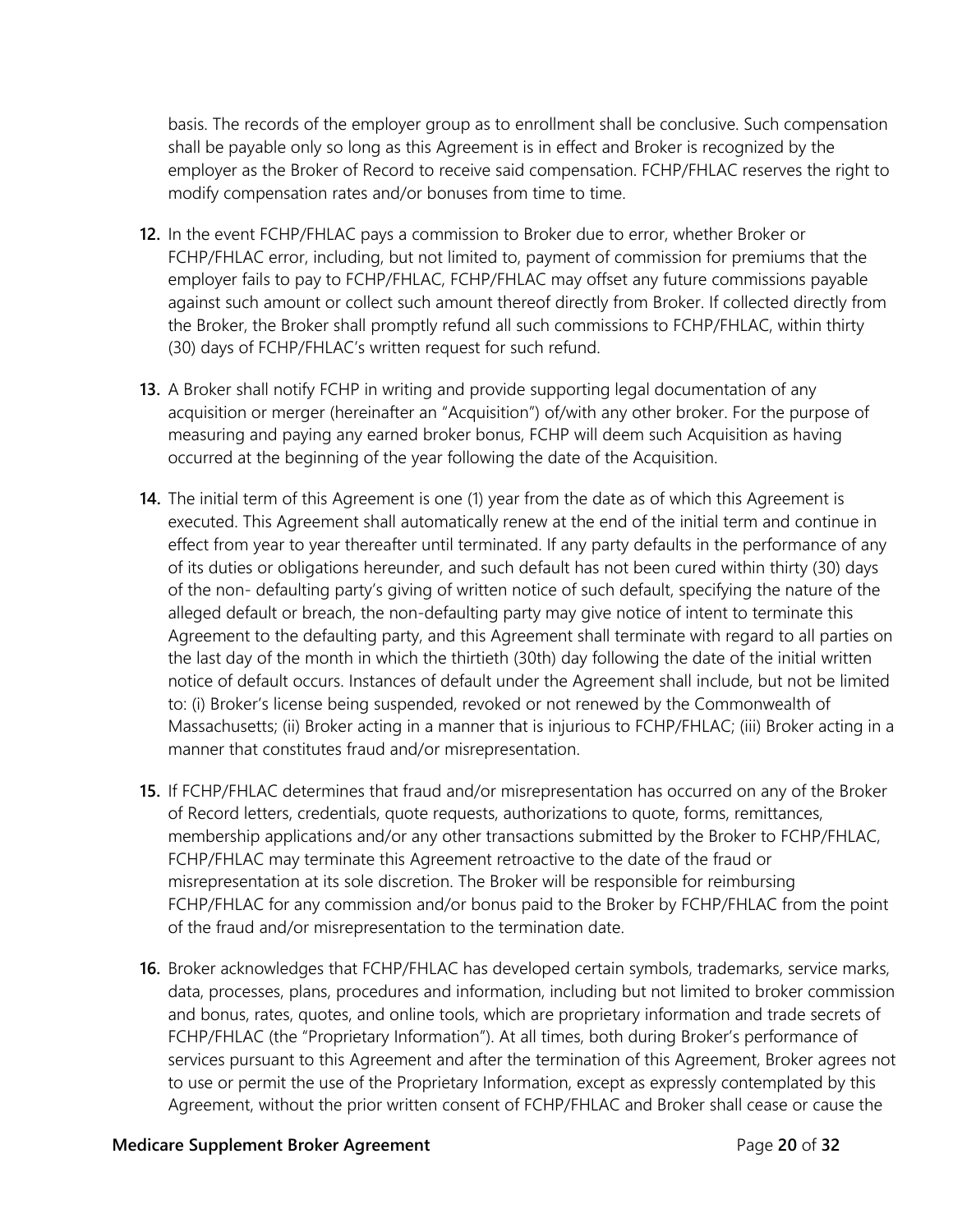basis. The records of the employer group as to enrollment shall be conclusive. Such compensation shall be payable only so long as this Agreement is in effect and Broker is recognized by the employer as the Broker of Record to receive said compensation. FCHP/FHLAC reserves the right to modify compensation rates and/or bonuses from time to time.

12. In the event FCHP/FHLAC pays a commission to Broker due to error, whether Broker or FCHP/FHLAC error, including, but not limited to, payment of commission for premiums that the employer fails to pay to FCHP/FHLAC, FCHP/FHLAC may offset any future commissions payable against such amount or collect such amount thereof directly from Broker. If collected directly from the Broker, the Broker shall promptly refund all such commissions to FCHP/FHLAC, within thirty (30) days of FCHP/FHLAC's written request for such refund.

13. A Broker shall notify FCHP in writing and provide supporting legal documentation of any acquisition or merger (hereinafter an "Acquisition") of/with any other broker. For the purpose of measuring and paying any earned broker bonus, FCHP will deem such Acquisition as having occurred at the beginning of the year following the date of the Acquisition.

14. The initial term of this Agreement is one (1) year from the date as of which this Agreement is executed. This Agreement shall automatically renew at the end of the initial term and continue in effect from year to year thereafter until terminated. If any party defaults in the performance of any of its duties or obligations hereunder, and such default has not been cured within thirty (30) days of the non- defaulting party's giving of written notice of such default, specifying the nature of the alleged default or breach, the non-defaulting party may give notice of intent to terminate this Agreement to the defaulting party, and this Agreement shall terminate with regard to all parties on the last day of the month in which the thirtieth (30th) day following the date of the initial written notice of default occurs. Instances of default under the Agreement shall include, but not be limited to: (i) Broker's license being suspended, revoked or not renewed by the Commonwealth of Massachusetts; (ii) Broker acting in a manner that is injurious to FCHP/FHLAC; (iii) Broker acting in a manner that constitutes fraud and/or misrepresentation.

15. If FCHP/FHLAC determines that fraud and/or misrepresentation has occurred on any of the Broker of Record letters, credentials, quote requests, authorizations to quote, forms, remittances, membership applications and/or any other transactions submitted by the Broker to FCHP/FHLAC, FCHP/FHLAC may terminate this Agreement retroactive to the date of the fraud or misrepresentation at its sole discretion. The Broker will be responsible for reimbursing FCHP/FHLAC for any commission and/or bonus paid to the Broker by FCHP/FHLAC from the point of the fraud and/or misrepresentation to the termination date.

16. Broker acknowledges that FCHP/FHLAC has developed certain symbols, trademarks, service marks, data, processes, plans, procedures and information, including but not limited to broker commission and bonus, rates, quotes, and online tools, which are proprietary information and trade secrets of FCHP/FHLAC (the "Proprietary Information"). At all times, both during Broker's performance of services pursuant to this Agreement and after the termination of this Agreement, Broker agrees not to use or permit the use of the Proprietary Information, except as expressly contemplated by this Agreement, without the prior written consent of FCHP/FHLAC and Broker shall cease or cause the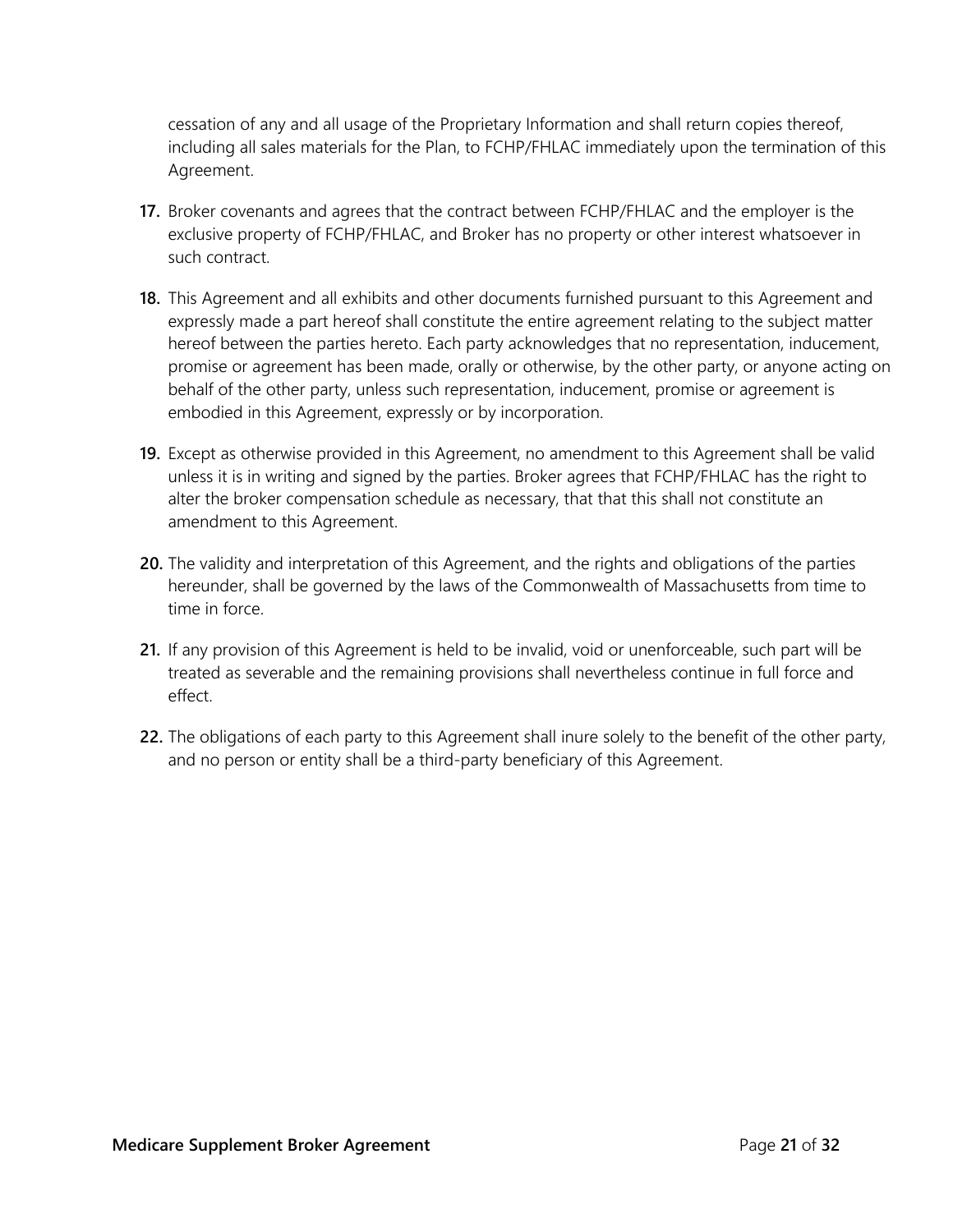cessation of any and all usage of the Proprietary Information and shall return copies thereof, including all sales materials for the Plan, to FCHP/FHLAC immediately upon the termination of this Agreement.

**17.** Broker covenants and agrees that the contract between FCHP/FHLAC and the employer is the exclusive property of FCHP/FHLAC, and Broker has no property or other interest whatsoever in such contract.

**18.** This Agreement and all exhibits and other documents furnished pursuant to this Agreement and expressly made a part hereof shall constitute the entire agreement relating to the subject matter hereof between the parties hereto. Each party acknowledges that no representation, inducement, promise or agreement has been made, orally or otherwise, by the other party, or anyone acting on behalf of the other party, unless such representation, inducement, promise or agreement is embodied in this Agreement, expressly or by incorporation.

**19.** Except as otherwise provided in this Agreement, no amendment to this Agreement shall be valid unless it is in writing and signed by the parties. Broker agrees that FCHP/FHLAC has the right to alter the broker compensation schedule as necessary, that that this shall not constitute an amendment to this Agreement.

**20.** The validity and interpretation of this Agreement, and the rights and obligations of the parties hereunder, shall be governed by the laws of the Commonwealth of Massachusetts from time to time in force.

**21.** If any provision of this Agreement is held to be invalid, void or unenforceable, such part will be treated as severable and the remaining provisions shall nevertheless continue in full force and effect.

**22.** The obligations of each party to this Agreement shall inure solely to the benefit of the other party, and no person or entity shall be a third-party beneficiary of this Agreement.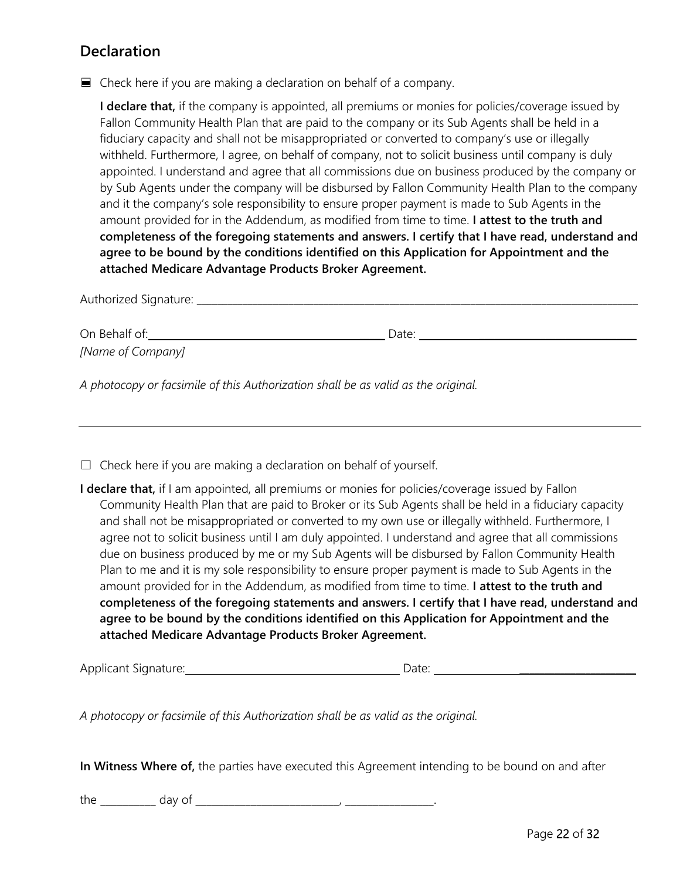## Declaration

☐ Check here if you are making a declaration on behalf of a company.

**I declare that,** if the company is appointed, all premiums or monies for policies/coverage issued by Fallon Community Health Plan that are paid to the company or its Sub Agents shall be held in a fiduciary capacity and shall not be misappropriated or converted to company's use or illegally withheld. Furthermore, I agree, on behalf of company, not to solicit business until company is duly appointed. I understand and agree that all commissions due on business produced by the company or by Sub Agents under the company will be disbursed by Fallon Community Health Plan to the company and it the company's sole responsibility to ensure proper payment is made to Sub Agents in the amount provided for in the Addendum, as modified from time to time. **I attest to the truth and completeness of the foregoing statements and answers. I certify that I have read, understand and agree to be bound by the conditions identified on this Application for Appointment and the attached Medicare Advantage Products Broker Agreement.**

Authorized Signature: ___________________________________________

On Behalf of: ___________________________ Date: ___________________
*[Name of Company]*

*A photocopy or facsimile of this Authorization shall be as valid as the original.*

---

☐ Check here if you are making a declaration on behalf of yourself.

**I declare that,** if I am appointed, all premiums or monies for policies/coverage issued by Fallon Community Health Plan that are paid to Broker or its Sub Agents shall be held in a fiduciary capacity and shall not be misappropriated or converted to my own use or illegally withheld. Furthermore, I agree not to solicit business until I am duly appointed. I understand and agree that all commissions due on business produced by me or my Sub Agents will be disbursed by Fallon Community Health Plan to me and it is my sole responsibility to ensure proper payment is made to Sub Agents in the amount provided for in the Addendum, as modified from time to time. **I attest to the truth and completeness of the foregoing statements and answers. I certify that I have read, understand and agree to be bound by the conditions identified on this Application for Appointment and the attached Medicare Advantage Products Broker Agreement.**

Applicant Signature: ___________________________ Date: ___________________

*A photocopy or facsimile of this Authorization shall be as valid as the original.*

**In Witness Where of,** the parties have executed this Agreement intending to be bound on and after

the __________ day of __________________________, ________________.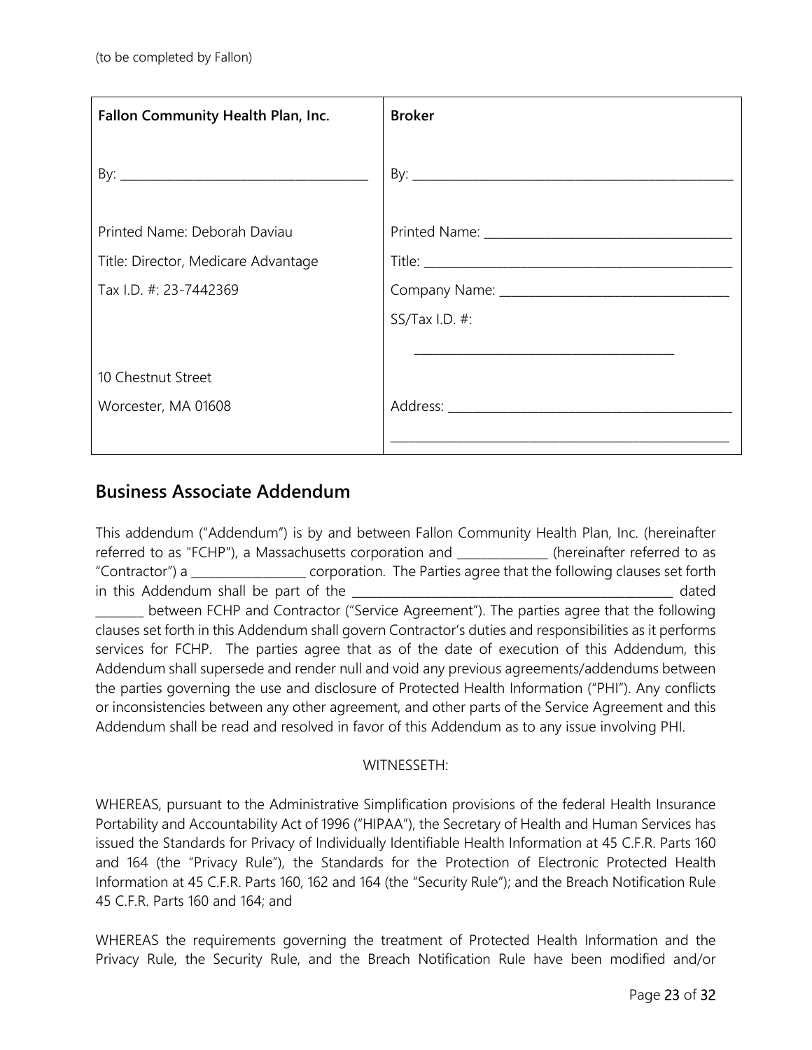(to be completed by Fallon)

| Fallon Community Health Plan, Inc. | Broker |
|---|---|
| By: ______________________________ | By: ______________________________ |
| Printed Name: Deborah Daviau | Printed Name: ______________________________ |
| Title: Director, Medicare Advantage | Title: ______________________________ |
| Tax I.D. #: 23-7442369 | Company Name: ______________________________ |
| | SS/Tax I.D. #: ______________________________ |
| 10 Chestnut Street | |
| Worcester, MA 01608 | Address: ______________________________ ______________________________ |

## Business Associate Addendum

This addendum ("Addendum") is by and between Fallon Community Health Plan, Inc. (hereinafter referred to as "FCHP"), a Massachusetts corporation and _____________ (hereinafter referred to as "Contractor") a _________________ corporation. The Parties agree that the following clauses set forth in this Addendum shall be part of the ______________________________________________ dated _______ between FCHP and Contractor ("Service Agreement"). The parties agree that the following clauses set forth in this Addendum shall govern Contractor's duties and responsibilities as it performs services for FCHP. The parties agree that as of the date of execution of this Addendum, this Addendum shall supersede and render null and void any previous agreements/addendums between the parties governing the use and disclosure of Protected Health Information ("PHI"). Any conflicts or inconsistencies between any other agreement, and other parts of the Service Agreement and this Addendum shall be read and resolved in favor of this Addendum as to any issue involving PHI.

WITNESSETH:

WHEREAS, pursuant to the Administrative Simplification provisions of the federal Health Insurance Portability and Accountability Act of 1996 ("HIPAA"), the Secretary of Health and Human Services has issued the Standards for Privacy of Individually Identifiable Health Information at 45 C.F.R. Parts 160 and 164 (the "Privacy Rule"), the Standards for the Protection of Electronic Protected Health Information at 45 C.F.R. Parts 160, 162 and 164 (the "Security Rule"); and the Breach Notification Rule 45 C.F.R. Parts 160 and 164; and

WHEREAS the requirements governing the treatment of Protected Health Information and the Privacy Rule, the Security Rule, and the Breach Notification Rule have been modified and/or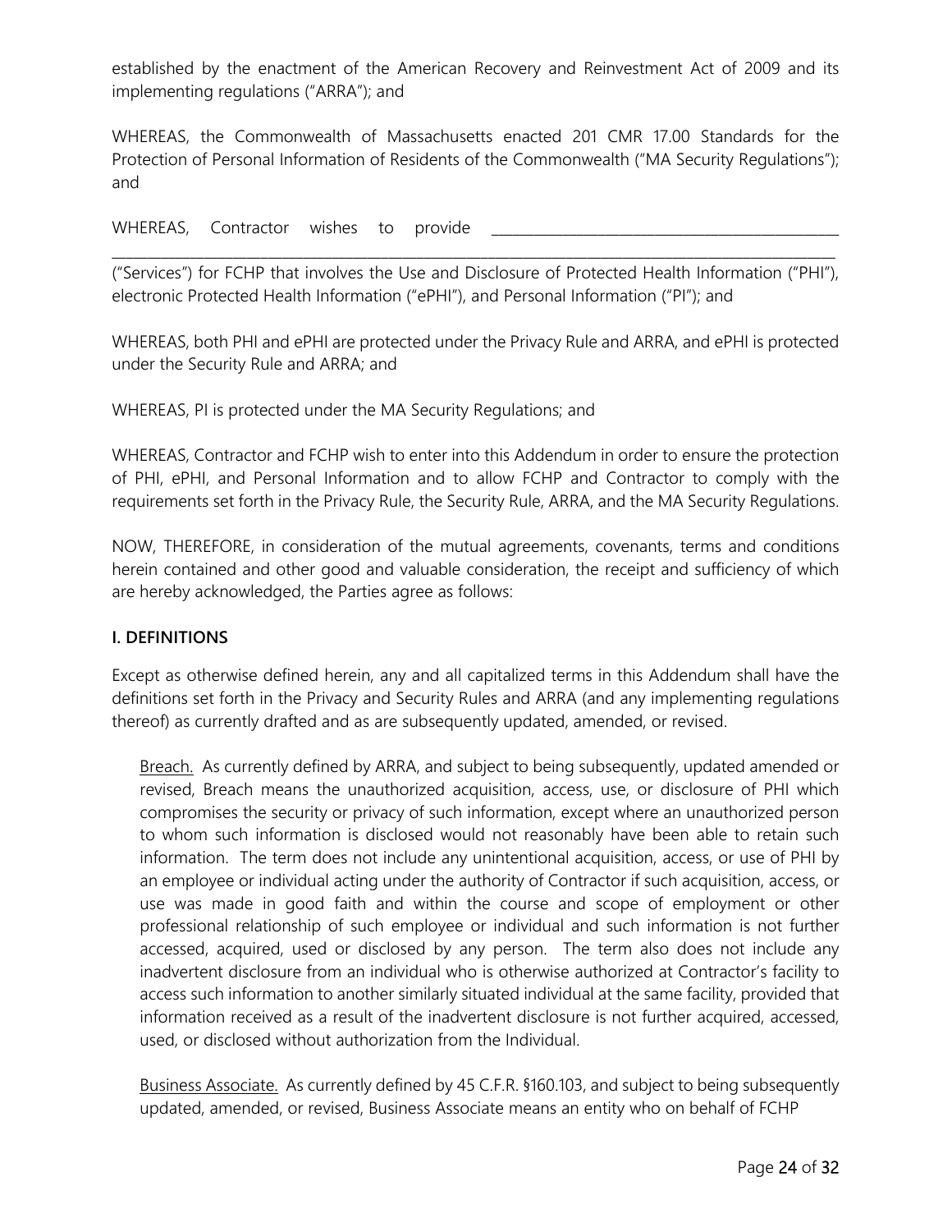established by the enactment of the American Recovery and Reinvestment Act of 2009 and its implementing regulations ("ARRA"); and

WHEREAS, the Commonwealth of Massachusetts enacted 201 CMR 17.00 Standards for the Protection of Personal Information of Residents of the Commonwealth ("MA Security Regulations"); and

WHEREAS, Contractor wishes to provide \_\_\_\_\_\_\_\_\_\_\_\_\_\_\_\_\_\_\_\_\_\_\_\_\_\_\_\_\_\_\_\_\_\_\_\_\_\_\_\_\_\_\_\_\_\_\_\_\_\_\_\_\_\_\_\_\_\_\_\_\_\_\_\_\_\_\_\_\_\_\_\_\_\_\_\_\_\_\_\_\_\_\_\_\_\_\_\_\_\_\_\_\_\_\_\_\_\_\_\_ ("Services") for FCHP that involves the Use and Disclosure of Protected Health Information ("PHI"), electronic Protected Health Information ("ePHI"), and Personal Information ("PI"); and

WHEREAS, both PHI and ePHI are protected under the Privacy Rule and ARRA, and ePHI is protected under the Security Rule and ARRA; and

WHEREAS, PI is protected under the MA Security Regulations; and

WHEREAS, Contractor and FCHP wish to enter into this Addendum in order to ensure the protection of PHI, ePHI, and Personal Information and to allow FCHP and Contractor to comply with the requirements set forth in the Privacy Rule, the Security Rule, ARRA, and the MA Security Regulations.

NOW, THEREFORE, in consideration of the mutual agreements, covenants, terms and conditions herein contained and other good and valuable consideration, the receipt and sufficiency of which are hereby acknowledged, the Parties agree as follows:

**I. DEFINITIONS**

Except as otherwise defined herein, any and all capitalized terms in this Addendum shall have the definitions set forth in the Privacy and Security Rules and ARRA (and any implementing regulations thereof) as currently drafted and as are subsequently updated, amended, or revised.

Breach. As currently defined by ARRA, and subject to being subsequently, updated amended or revised, Breach means the unauthorized acquisition, access, use, or disclosure of PHI which compromises the security or privacy of such information, except where an unauthorized person to whom such information is disclosed would not reasonably have been able to retain such information. The term does not include any unintentional acquisition, access, or use of PHI by an employee or individual acting under the authority of Contractor if such acquisition, access, or use was made in good faith and within the course and scope of employment or other professional relationship of such employee or individual and such information is not further accessed, acquired, used or disclosed by any person. The term also does not include any inadvertent disclosure from an individual who is otherwise authorized at Contractor's facility to access such information to another similarly situated individual at the same facility, provided that information received as a result of the inadvertent disclosure is not further acquired, accessed, used, or disclosed without authorization from the Individual.

Business Associate. As currently defined by 45 C.F.R. §160.103, and subject to being subsequently updated, amended, or revised, Business Associate means an entity who on behalf of FCHP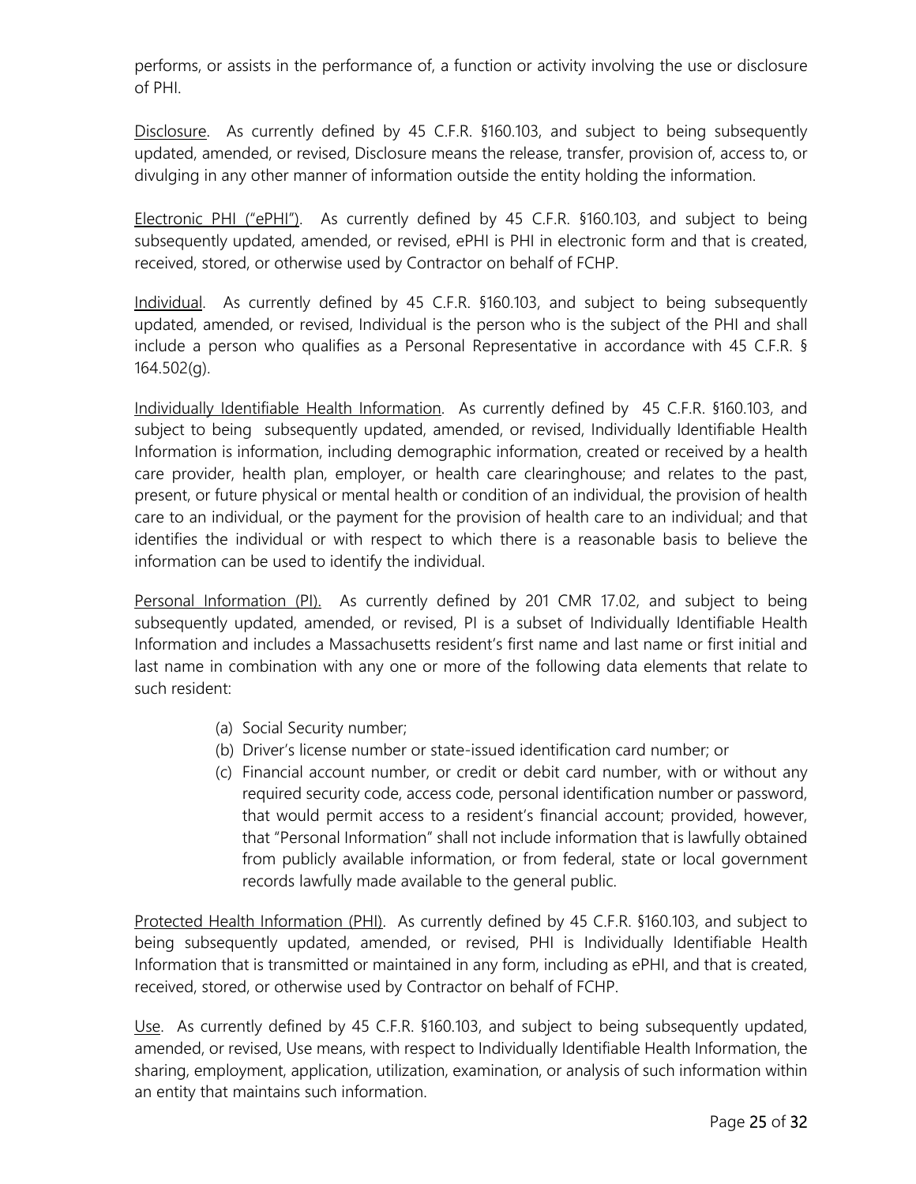performs, or assists in the performance of, a function or activity involving the use or disclosure of PHI.

<u>Disclosure</u>. As currently defined by 45 C.F.R. §160.103, and subject to being subsequently updated, amended, or revised, Disclosure means the release, transfer, provision of, access to, or divulging in any other manner of information outside the entity holding the information.

<u>Electronic PHI ("ePHI")</u>. As currently defined by 45 C.F.R. §160.103, and subject to being subsequently updated, amended, or revised, ePHI is PHI in electronic form and that is created, received, stored, or otherwise used by Contractor on behalf of FCHP.

<u>Individual</u>. As currently defined by 45 C.F.R. §160.103, and subject to being subsequently updated, amended, or revised, Individual is the person who is the subject of the PHI and shall include a person who qualifies as a Personal Representative in accordance with 45 C.F.R. § 164.502(g).

<u>Individually Identifiable Health Information</u>. As currently defined by 45 C.F.R. §160.103, and subject to being subsequently updated, amended, or revised, Individually Identifiable Health Information is information, including demographic information, created or received by a health care provider, health plan, employer, or health care clearinghouse; and relates to the past, present, or future physical or mental health or condition of an individual, the provision of health care to an individual, or the payment for the provision of health care to an individual; and that identifies the individual or with respect to which there is a reasonable basis to believe the information can be used to identify the individual.

<u>Personal Information (PI).</u> As currently defined by 201 CMR 17.02, and subject to being subsequently updated, amended, or revised, PI is a subset of Individually Identifiable Health Information and includes a Massachusetts resident's first name and last name or first initial and last name in combination with any one or more of the following data elements that relate to such resident:

(a) Social Security number;
(b) Driver's license number or state-issued identification card number; or
(c) Financial account number, or credit or debit card number, with or without any required security code, access code, personal identification number or password, that would permit access to a resident's financial account; provided, however, that "Personal Information" shall not include information that is lawfully obtained from publicly available information, or from federal, state or local government records lawfully made available to the general public.

<u>Protected Health Information (PHI)</u>. As currently defined by 45 C.F.R. §160.103, and subject to being subsequently updated, amended, or revised, PHI is Individually Identifiable Health Information that is transmitted or maintained in any form, including as ePHI, and that is created, received, stored, or otherwise used by Contractor on behalf of FCHP.

<u>Use</u>. As currently defined by 45 C.F.R. §160.103, and subject to being subsequently updated, amended, or revised, Use means, with respect to Individually Identifiable Health Information, the sharing, employment, application, utilization, examination, or analysis of such information within an entity that maintains such information.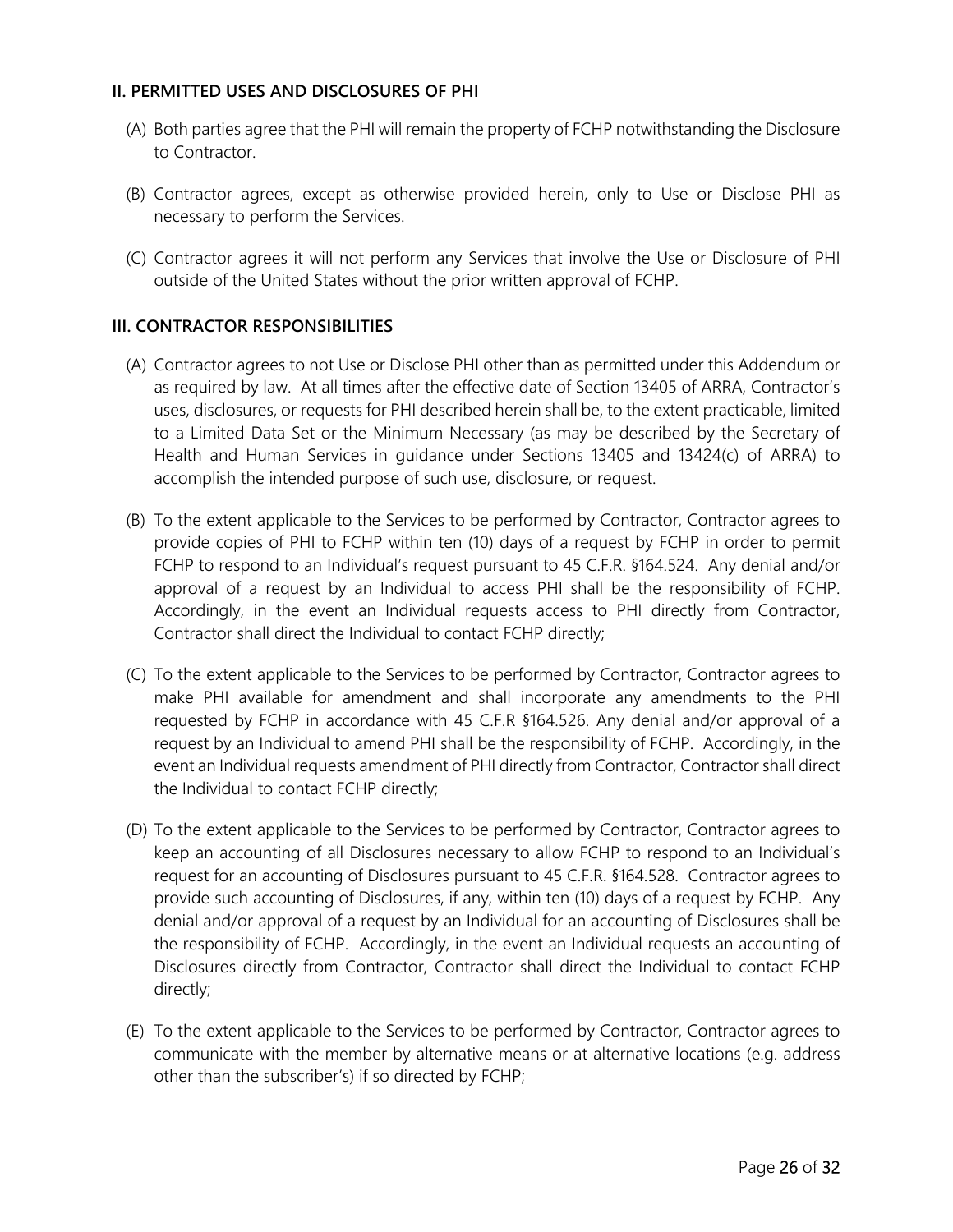### II. PERMITTED USES AND DISCLOSURES OF PHI

(A) Both parties agree that the PHI will remain the property of FCHP notwithstanding the Disclosure to Contractor.

(B) Contractor agrees, except as otherwise provided herein, only to Use or Disclose PHI as necessary to perform the Services.

(C) Contractor agrees it will not perform any Services that involve the Use or Disclosure of PHI outside of the United States without the prior written approval of FCHP.

### III. CONTRACTOR RESPONSIBILITIES

(A) Contractor agrees to not Use or Disclose PHI other than as permitted under this Addendum or as required by law. At all times after the effective date of Section 13405 of ARRA, Contractor's uses, disclosures, or requests for PHI described herein shall be, to the extent practicable, limited to a Limited Data Set or the Minimum Necessary (as may be described by the Secretary of Health and Human Services in guidance under Sections 13405 and 13424(c) of ARRA) to accomplish the intended purpose of such use, disclosure, or request.

(B) To the extent applicable to the Services to be performed by Contractor, Contractor agrees to provide copies of PHI to FCHP within ten (10) days of a request by FCHP in order to permit FCHP to respond to an Individual's request pursuant to 45 C.F.R. §164.524. Any denial and/or approval of a request by an Individual to access PHI shall be the responsibility of FCHP. Accordingly, in the event an Individual requests access to PHI directly from Contractor, Contractor shall direct the Individual to contact FCHP directly;

(C) To the extent applicable to the Services to be performed by Contractor, Contractor agrees to make PHI available for amendment and shall incorporate any amendments to the PHI requested by FCHP in accordance with 45 C.F.R §164.526. Any denial and/or approval of a request by an Individual to amend PHI shall be the responsibility of FCHP. Accordingly, in the event an Individual requests amendment of PHI directly from Contractor, Contractor shall direct the Individual to contact FCHP directly;

(D) To the extent applicable to the Services to be performed by Contractor, Contractor agrees to keep an accounting of all Disclosures necessary to allow FCHP to respond to an Individual's request for an accounting of Disclosures pursuant to 45 C.F.R. §164.528. Contractor agrees to provide such accounting of Disclosures, if any, within ten (10) days of a request by FCHP. Any denial and/or approval of a request by an Individual for an accounting of Disclosures shall be the responsibility of FCHP. Accordingly, in the event an Individual requests an accounting of Disclosures directly from Contractor, Contractor shall direct the Individual to contact FCHP directly;

(E) To the extent applicable to the Services to be performed by Contractor, Contractor agrees to communicate with the member by alternative means or at alternative locations (e.g. address other than the subscriber's) if so directed by FCHP;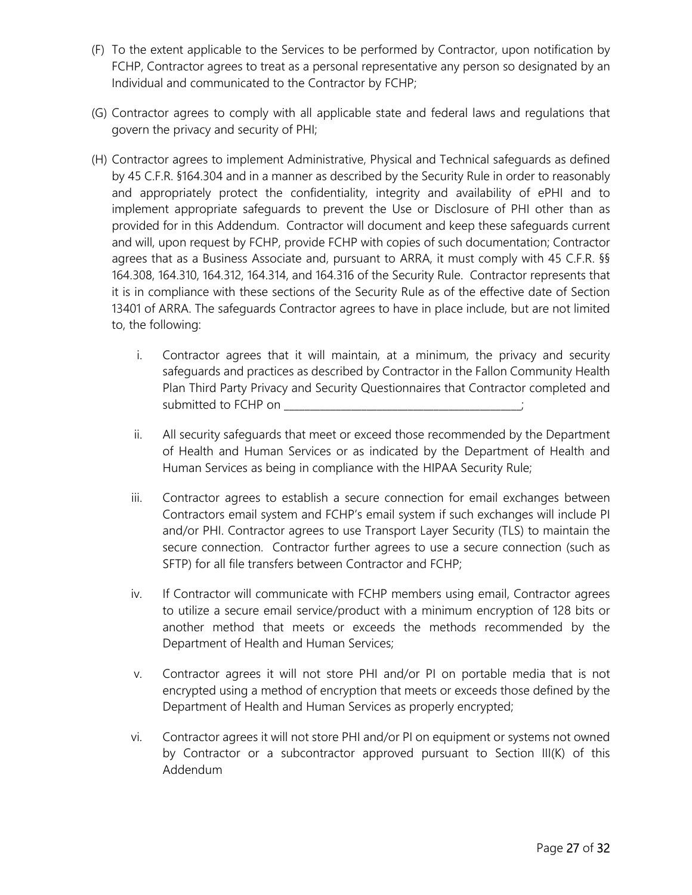(F) To the extent applicable to the Services to be performed by Contractor, upon notification by FCHP, Contractor agrees to treat as a personal representative any person so designated by an Individual and communicated to the Contractor by FCHP;

(G) Contractor agrees to comply with all applicable state and federal laws and regulations that govern the privacy and security of PHI;

(H) Contractor agrees to implement Administrative, Physical and Technical safeguards as defined by 45 C.F.R. §164.304 and in a manner as described by the Security Rule in order to reasonably and appropriately protect the confidentiality, integrity and availability of ePHI and to implement appropriate safeguards to prevent the Use or Disclosure of PHI other than as provided for in this Addendum. Contractor will document and keep these safeguards current and will, upon request by FCHP, provide FCHP with copies of such documentation; Contractor agrees that as a Business Associate and, pursuant to ARRA, it must comply with 45 C.F.R. §§ 164.308, 164.310, 164.312, 164.314, and 164.316 of the Security Rule. Contractor represents that it is in compliance with these sections of the Security Rule as of the effective date of Section 13401 of ARRA. The safeguards Contractor agrees to have in place include, but are not limited to, the following:

   i. Contractor agrees that it will maintain, at a minimum, the privacy and security safeguards and practices as described by Contractor in the Fallon Community Health Plan Third Party Privacy and Security Questionnaires that Contractor completed and submitted to FCHP on ____________________________________________;

   ii. All security safeguards that meet or exceed those recommended by the Department of Health and Human Services or as indicated by the Department of Health and Human Services as being in compliance with the HIPAA Security Rule;

   iii. Contractor agrees to establish a secure connection for email exchanges between Contractors email system and FCHP's email system if such exchanges will include PI and/or PHI. Contractor agrees to use Transport Layer Security (TLS) to maintain the secure connection. Contractor further agrees to use a secure connection (such as SFTP) for all file transfers between Contractor and FCHP;

   iv. If Contractor will communicate with FCHP members using email, Contractor agrees to utilize a secure email service/product with a minimum encryption of 128 bits or another method that meets or exceeds the methods recommended by the Department of Health and Human Services;

   v. Contractor agrees it will not store PHI and/or PI on portable media that is not encrypted using a method of encryption that meets or exceeds those defined by the Department of Health and Human Services as properly encrypted;

   vi. Contractor agrees it will not store PHI and/or PI on equipment or systems not owned by Contractor or a subcontractor approved pursuant to Section III(K) of this Addendum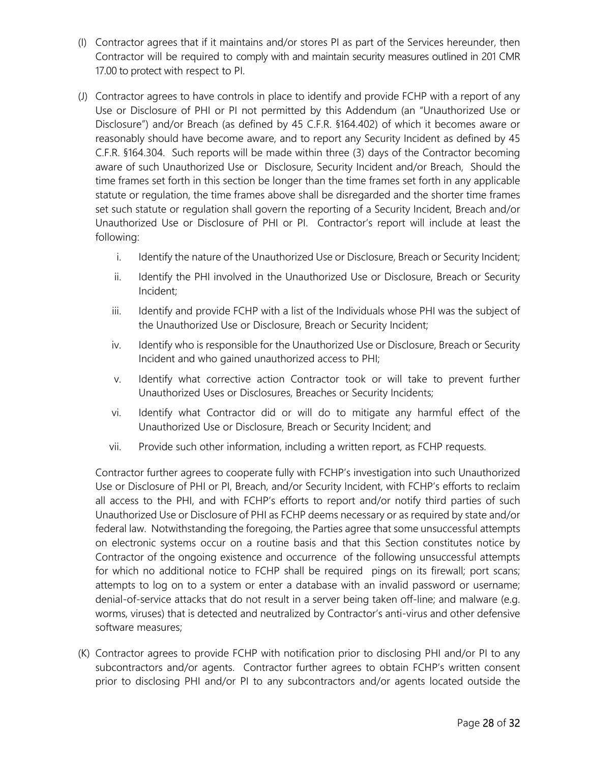(I) Contractor agrees that if it maintains and/or stores PI as part of the Services hereunder, then Contractor will be required to comply with and maintain security measures outlined in 201 CMR 17.00 to protect with respect to PI.

(J) Contractor agrees to have controls in place to identify and provide FCHP with a report of any Use or Disclosure of PHI or PI not permitted by this Addendum (an "Unauthorized Use or Disclosure") and/or Breach (as defined by 45 C.F.R. §164.402) of which it becomes aware or reasonably should have become aware, and to report any Security Incident as defined by 45 C.F.R. §164.304. Such reports will be made within three (3) days of the Contractor becoming aware of such Unauthorized Use or Disclosure, Security Incident and/or Breach, Should the time frames set forth in this section be longer than the time frames set forth in any applicable statute or regulation, the time frames above shall be disregarded and the shorter time frames set such statute or regulation shall govern the reporting of a Security Incident, Breach and/or Unauthorized Use or Disclosure of PHI or PI. Contractor's report will include at least the following:

   i. Identify the nature of the Unauthorized Use or Disclosure, Breach or Security Incident;

   ii. Identify the PHI involved in the Unauthorized Use or Disclosure, Breach or Security Incident;

   iii. Identify and provide FCHP with a list of the Individuals whose PHI was the subject of the Unauthorized Use or Disclosure, Breach or Security Incident;

   iv. Identify who is responsible for the Unauthorized Use or Disclosure, Breach or Security Incident and who gained unauthorized access to PHI;

   v. Identify what corrective action Contractor took or will take to prevent further Unauthorized Uses or Disclosures, Breaches or Security Incidents;

   vi. Identify what Contractor did or will do to mitigate any harmful effect of the Unauthorized Use or Disclosure, Breach or Security Incident; and

   vii. Provide such other information, including a written report, as FCHP requests.

Contractor further agrees to cooperate fully with FCHP's investigation into such Unauthorized Use or Disclosure of PHI or PI, Breach, and/or Security Incident, with FCHP's efforts to reclaim all access to the PHI, and with FCHP's efforts to report and/or notify third parties of such Unauthorized Use or Disclosure of PHI as FCHP deems necessary or as required by state and/or federal law. Notwithstanding the foregoing, the Parties agree that some unsuccessful attempts on electronic systems occur on a routine basis and that this Section constitutes notice by Contractor of the ongoing existence and occurrence of the following unsuccessful attempts for which no additional notice to FCHP shall be required pings on its firewall; port scans; attempts to log on to a system or enter a database with an invalid password or username; denial-of-service attacks that do not result in a server being taken off-line; and malware (e.g. worms, viruses) that is detected and neutralized by Contractor's anti-virus and other defensive software measures;

(K) Contractor agrees to provide FCHP with notification prior to disclosing PHI and/or PI to any subcontractors and/or agents. Contractor further agrees to obtain FCHP's written consent prior to disclosing PHI and/or PI to any subcontractors and/or agents located outside the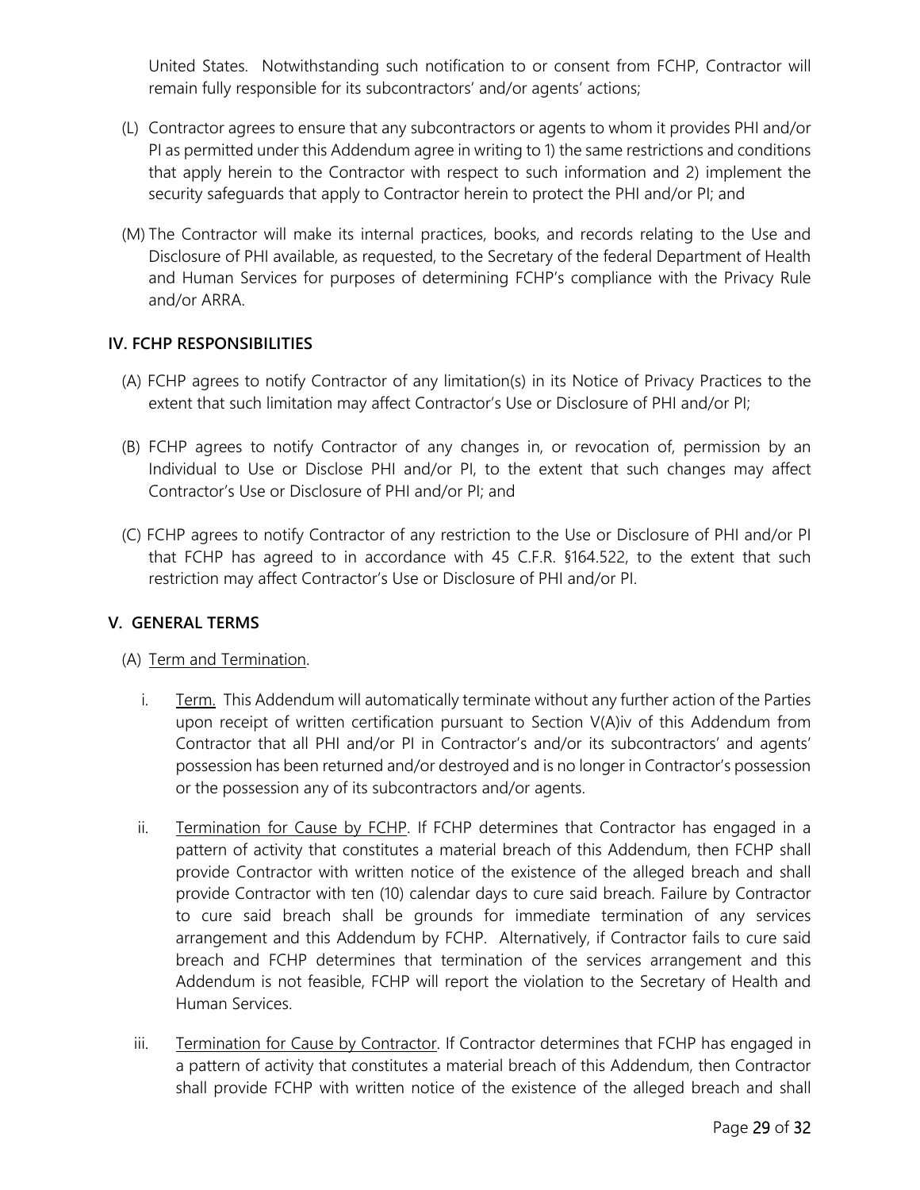United States. Notwithstanding such notification to or consent from FCHP, Contractor will remain fully responsible for its subcontractors' and/or agents' actions;

(L) Contractor agrees to ensure that any subcontractors or agents to whom it provides PHI and/or PI as permitted under this Addendum agree in writing to 1) the same restrictions and conditions that apply herein to the Contractor with respect to such information and 2) implement the security safeguards that apply to Contractor herein to protect the PHI and/or PI; and

(M) The Contractor will make its internal practices, books, and records relating to the Use and Disclosure of PHI available, as requested, to the Secretary of the federal Department of Health and Human Services for purposes of determining FCHP's compliance with the Privacy Rule and/or ARRA.

## IV. FCHP RESPONSIBILITIES

(A) FCHP agrees to notify Contractor of any limitation(s) in its Notice of Privacy Practices to the extent that such limitation may affect Contractor's Use or Disclosure of PHI and/or PI;

(B) FCHP agrees to notify Contractor of any changes in, or revocation of, permission by an Individual to Use or Disclose PHI and/or PI, to the extent that such changes may affect Contractor's Use or Disclosure of PHI and/or PI; and

(C) FCHP agrees to notify Contractor of any restriction to the Use or Disclosure of PHI and/or PI that FCHP has agreed to in accordance with 45 C.F.R. §164.522, to the extent that such restriction may affect Contractor's Use or Disclosure of PHI and/or PI.

## V. GENERAL TERMS

(A) Term and Termination.

i. Term. This Addendum will automatically terminate without any further action of the Parties upon receipt of written certification pursuant to Section V(A)iv of this Addendum from Contractor that all PHI and/or PI in Contractor's and/or its subcontractors' and agents' possession has been returned and/or destroyed and is no longer in Contractor's possession or the possession any of its subcontractors and/or agents.

ii. Termination for Cause by FCHP. If FCHP determines that Contractor has engaged in a pattern of activity that constitutes a material breach of this Addendum, then FCHP shall provide Contractor with written notice of the existence of the alleged breach and shall provide Contractor with ten (10) calendar days to cure said breach. Failure by Contractor to cure said breach shall be grounds for immediate termination of any services arrangement and this Addendum by FCHP. Alternatively, if Contractor fails to cure said breach and FCHP determines that termination of the services arrangement and this Addendum is not feasible, FCHP will report the violation to the Secretary of Health and Human Services.

iii. Termination for Cause by Contractor. If Contractor determines that FCHP has engaged in a pattern of activity that constitutes a material breach of this Addendum, then Contractor shall provide FCHP with written notice of the existence of the alleged breach and shall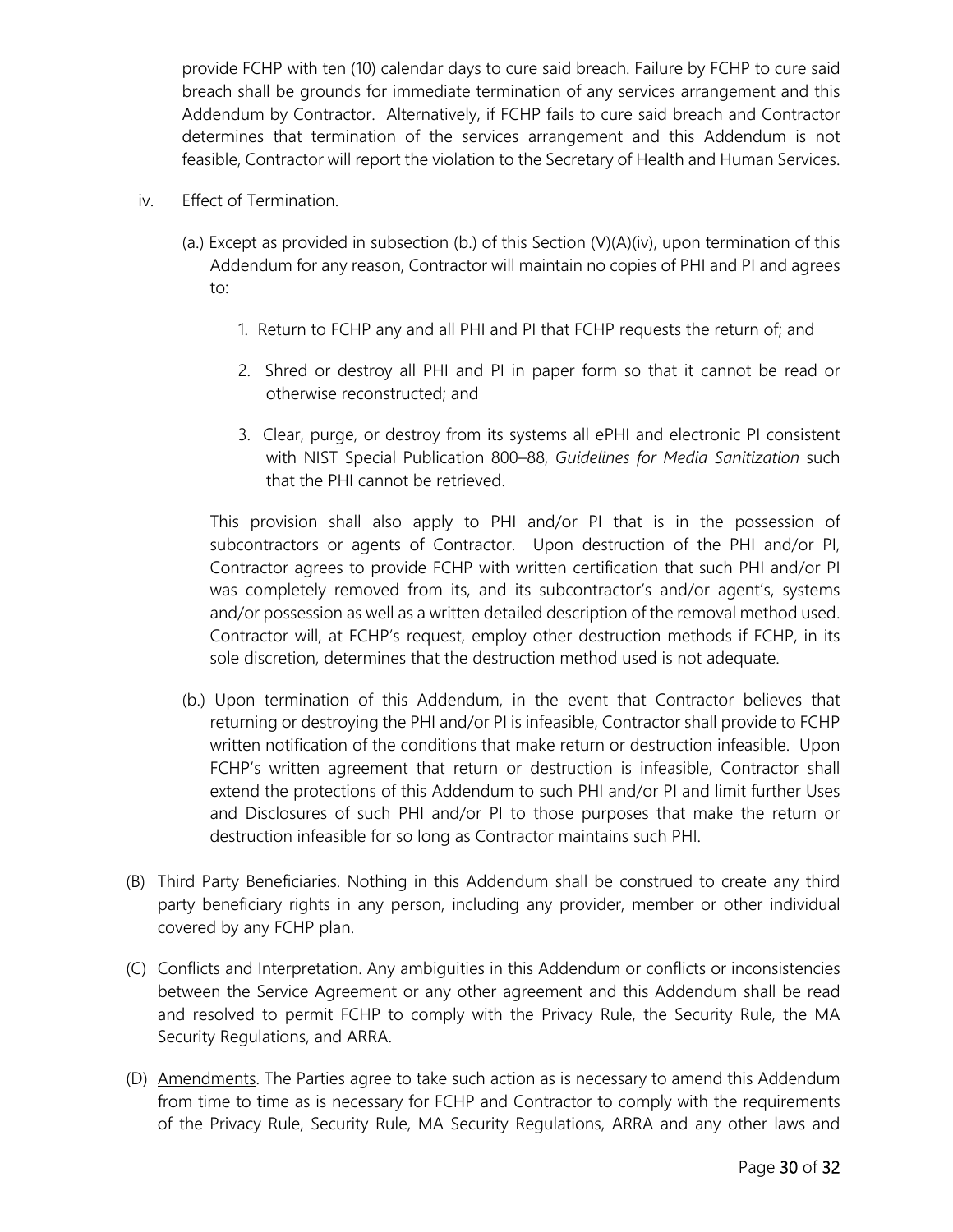provide FCHP with ten (10) calendar days to cure said breach. Failure by FCHP to cure said breach shall be grounds for immediate termination of any services arrangement and this Addendum by Contractor. Alternatively, if FCHP fails to cure said breach and Contractor determines that termination of the services arrangement and this Addendum is not feasible, Contractor will report the violation to the Secretary of Health and Human Services.

iv. <u>Effect of Termination</u>.

(a.) Except as provided in subsection (b.) of this Section (V)(A)(iv), upon termination of this Addendum for any reason, Contractor will maintain no copies of PHI and PI and agrees to:

1. Return to FCHP any and all PHI and PI that FCHP requests the return of; and

2. Shred or destroy all PHI and PI in paper form so that it cannot be read or otherwise reconstructed; and

3. Clear, purge, or destroy from its systems all ePHI and electronic PI consistent with NIST Special Publication 800–88, *Guidelines for Media Sanitization* such that the PHI cannot be retrieved.

This provision shall also apply to PHI and/or PI that is in the possession of subcontractors or agents of Contractor. Upon destruction of the PHI and/or PI, Contractor agrees to provide FCHP with written certification that such PHI and/or PI was completely removed from its, and its subcontractor's and/or agent's, systems and/or possession as well as a written detailed description of the removal method used. Contractor will, at FCHP's request, employ other destruction methods if FCHP, in its sole discretion, determines that the destruction method used is not adequate.

(b.) Upon termination of this Addendum, in the event that Contractor believes that returning or destroying the PHI and/or PI is infeasible, Contractor shall provide to FCHP written notification of the conditions that make return or destruction infeasible. Upon FCHP's written agreement that return or destruction is infeasible, Contractor shall extend the protections of this Addendum to such PHI and/or PI and limit further Uses and Disclosures of such PHI and/or PI to those purposes that make the return or destruction infeasible for so long as Contractor maintains such PHI.

(B) <u>Third Party Beneficiaries</u>. Nothing in this Addendum shall be construed to create any third party beneficiary rights in any person, including any provider, member or other individual covered by any FCHP plan.

(C) <u>Conflicts and Interpretation.</u> Any ambiguities in this Addendum or conflicts or inconsistencies between the Service Agreement or any other agreement and this Addendum shall be read and resolved to permit FCHP to comply with the Privacy Rule, the Security Rule, the MA Security Regulations, and ARRA.

(D) <u>Amendments</u>. The Parties agree to take such action as is necessary to amend this Addendum from time to time as is necessary for FCHP and Contractor to comply with the requirements of the Privacy Rule, Security Rule, MA Security Regulations, ARRA and any other laws and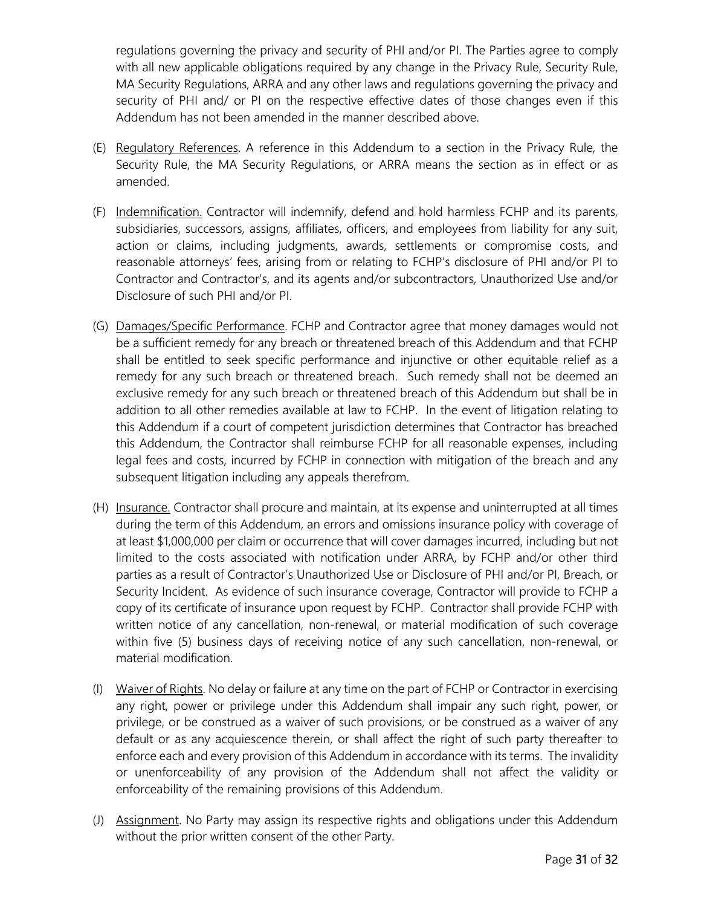regulations governing the privacy and security of PHI and/or PI. The Parties agree to comply with all new applicable obligations required by any change in the Privacy Rule, Security Rule, MA Security Regulations, ARRA and any other laws and regulations governing the privacy and security of PHI and/ or PI on the respective effective dates of those changes even if this Addendum has not been amended in the manner described above.

(E) Regulatory References. A reference in this Addendum to a section in the Privacy Rule, the Security Rule, the MA Security Regulations, or ARRA means the section as in effect or as amended.

(F) Indemnification. Contractor will indemnify, defend and hold harmless FCHP and its parents, subsidiaries, successors, assigns, affiliates, officers, and employees from liability for any suit, action or claims, including judgments, awards, settlements or compromise costs, and reasonable attorneys' fees, arising from or relating to FCHP's disclosure of PHI and/or PI to Contractor and Contractor's, and its agents and/or subcontractors, Unauthorized Use and/or Disclosure of such PHI and/or PI.

(G) Damages/Specific Performance. FCHP and Contractor agree that money damages would not be a sufficient remedy for any breach or threatened breach of this Addendum and that FCHP shall be entitled to seek specific performance and injunctive or other equitable relief as a remedy for any such breach or threatened breach. Such remedy shall not be deemed an exclusive remedy for any such breach or threatened breach of this Addendum but shall be in addition to all other remedies available at law to FCHP. In the event of litigation relating to this Addendum if a court of competent jurisdiction determines that Contractor has breached this Addendum, the Contractor shall reimburse FCHP for all reasonable expenses, including legal fees and costs, incurred by FCHP in connection with mitigation of the breach and any subsequent litigation including any appeals therefrom.

(H) Insurance. Contractor shall procure and maintain, at its expense and uninterrupted at all times during the term of this Addendum, an errors and omissions insurance policy with coverage of at least $1,000,000 per claim or occurrence that will cover damages incurred, including but not limited to the costs associated with notification under ARRA, by FCHP and/or other third parties as a result of Contractor's Unauthorized Use or Disclosure of PHI and/or PI, Breach, or Security Incident. As evidence of such insurance coverage, Contractor will provide to FCHP a copy of its certificate of insurance upon request by FCHP. Contractor shall provide FCHP with written notice of any cancellation, non-renewal, or material modification of such coverage within five (5) business days of receiving notice of any such cancellation, non-renewal, or material modification.

(I) Waiver of Rights. No delay or failure at any time on the part of FCHP or Contractor in exercising any right, power or privilege under this Addendum shall impair any such right, power, or privilege, or be construed as a waiver of such provisions, or be construed as a waiver of any default or as any acquiescence therein, or shall affect the right of such party thereafter to enforce each and every provision of this Addendum in accordance with its terms. The invalidity or unenforceability of any provision of the Addendum shall not affect the validity or enforceability of the remaining provisions of this Addendum.

(J) Assignment. No Party may assign its respective rights and obligations under this Addendum without the prior written consent of the other Party.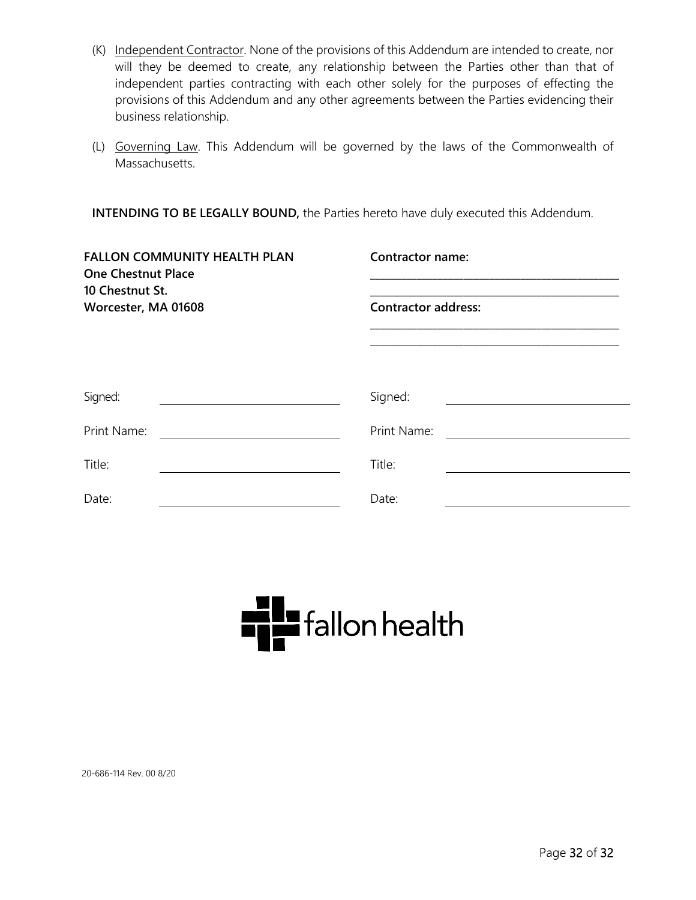(K) Independent Contractor. None of the provisions of this Addendum are intended to create, nor will they be deemed to create, any relationship between the Parties other than that of independent parties contracting with each other solely for the purposes of effecting the provisions of this Addendum and any other agreements between the Parties evidencing their business relationship.

(L) Governing Law. This Addendum will be governed by the laws of the Commonwealth of Massachusetts.

**INTENDING TO BE LEGALLY BOUND,** the Parties hereto have duly executed this Addendum.

| | |
|---|---|
| **FALLON COMMUNITY HEALTH PLAN**<br>**One Chestnut Place**<br>**10 Chestnut St.**<br>**Worcester, MA 01608** | **Contractor name:**<br>\_\_\_\_\_\_\_\_\_\_\_\_\_\_\_\_\_\_\_\_\_\_\_\_\_\_\_\_\_\_<br>\_\_\_\_\_\_\_\_\_\_\_\_\_\_\_\_\_\_\_\_\_\_\_\_\_\_\_\_\_\_<br>**Contractor address:**<br>\_\_\_\_\_\_\_\_\_\_\_\_\_\_\_\_\_\_\_\_\_\_\_\_\_\_\_\_\_\_<br>\_\_\_\_\_\_\_\_\_\_\_\_\_\_\_\_\_\_\_\_\_\_\_\_\_\_\_\_\_\_ |
| Signed: \_\_\_\_\_\_\_\_\_\_\_\_\_\_\_\_\_\_\_\_ | Signed: \_\_\_\_\_\_\_\_\_\_\_\_\_\_\_\_\_\_\_\_ |
| Print Name: \_\_\_\_\_\_\_\_\_\_\_\_\_\_\_\_\_\_\_\_ | Print Name: \_\_\_\_\_\_\_\_\_\_\_\_\_\_\_\_\_\_\_\_ |
| Title: \_\_\_\_\_\_\_\_\_\_\_\_\_\_\_\_\_\_\_\_ | Title: \_\_\_\_\_\_\_\_\_\_\_\_\_\_\_\_\_\_\_\_ |
| Date: \_\_\_\_\_\_\_\_\_\_\_\_\_\_\_\_\_\_\_\_ | Date: \_\_\_\_\_\_\_\_\_\_\_\_\_\_\_\_\_\_\_\_ |

fallon health

20-686-114 Rev. 00 8/20